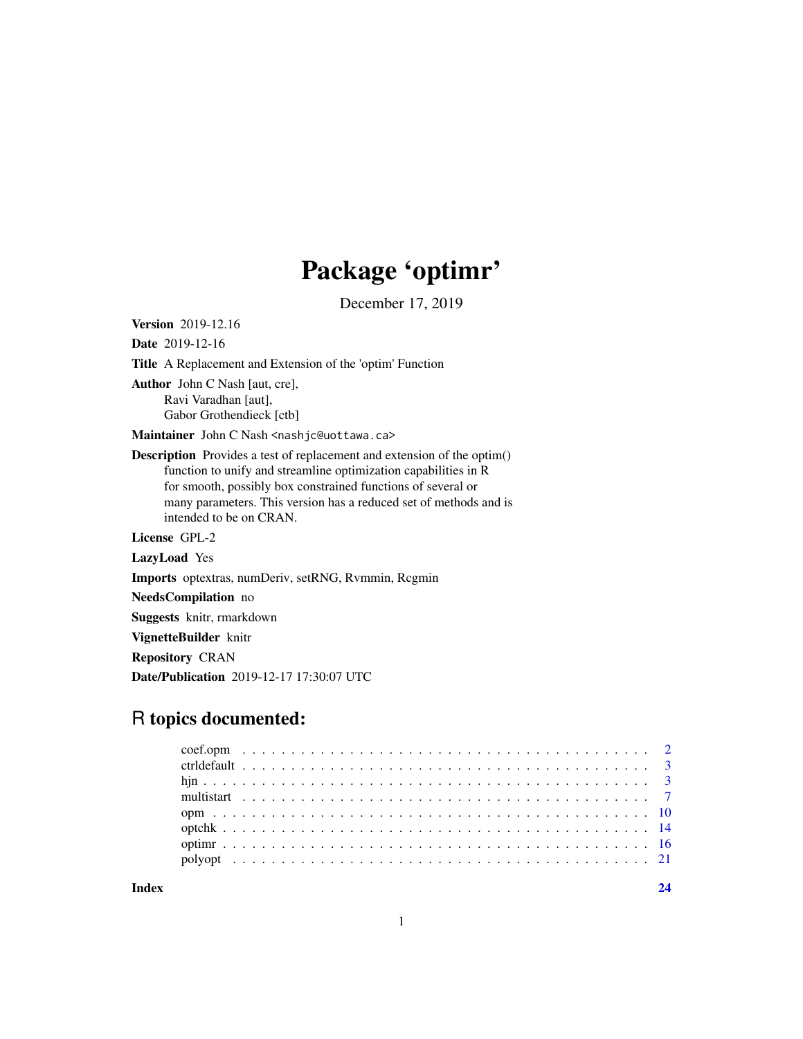# Package 'optimr'

December 17, 2019

**Version** 2019-12.16

**Date** 2019-12-16

**Title** A Replacement and Extension of the 'optim' Function

**Author** John C Nash [aut, cre],
Ravi Varadhan [aut],
Gabor Grothendieck [ctb]

**Maintainer** John C Nash <nashjc@uottawa.ca>

**Description** Provides a test of replacement and extension of the optim() function to unify and streamline optimization capabilities in R for smooth, possibly box constrained functions of several or many parameters. This version has a reduced set of methods and is intended to be on CRAN.

**License** GPL-2

**LazyLoad** Yes

**Imports** optextras, numDeriv, setRNG, Rvmmin, Rcgmin

**NeedsCompilation** no

**Suggests** knitr, rmarkdown

**VignetteBuilder** knitr

**Repository** CRAN

**Date/Publication** 2019-12-17 17:30:07 UTC

## R topics documented:

- coef.opm . . . . . . . . . . . . . . . . . . . . . . . . . . . . . . . . . . . . . . . . 2
- ctrldefault . . . . . . . . . . . . . . . . . . . . . . . . . . . . . . . . . . . . . . . 3
- hjn . . . . . . . . . . . . . . . . . . . . . . . . . . . . . . . . . . . . . . . . . . . . 3
- multistart . . . . . . . . . . . . . . . . . . . . . . . . . . . . . . . . . . . . . . . . 7
- opm . . . . . . . . . . . . . . . . . . . . . . . . . . . . . . . . . . . . . . . . . . . 10
- optchk . . . . . . . . . . . . . . . . . . . . . . . . . . . . . . . . . . . . . . . . . 14
- optimr . . . . . . . . . . . . . . . . . . . . . . . . . . . . . . . . . . . . . . . . . 16
- polyopt . . . . . . . . . . . . . . . . . . . . . . . . . . . . . . . . . . . . . . . . 21

**Index** **24**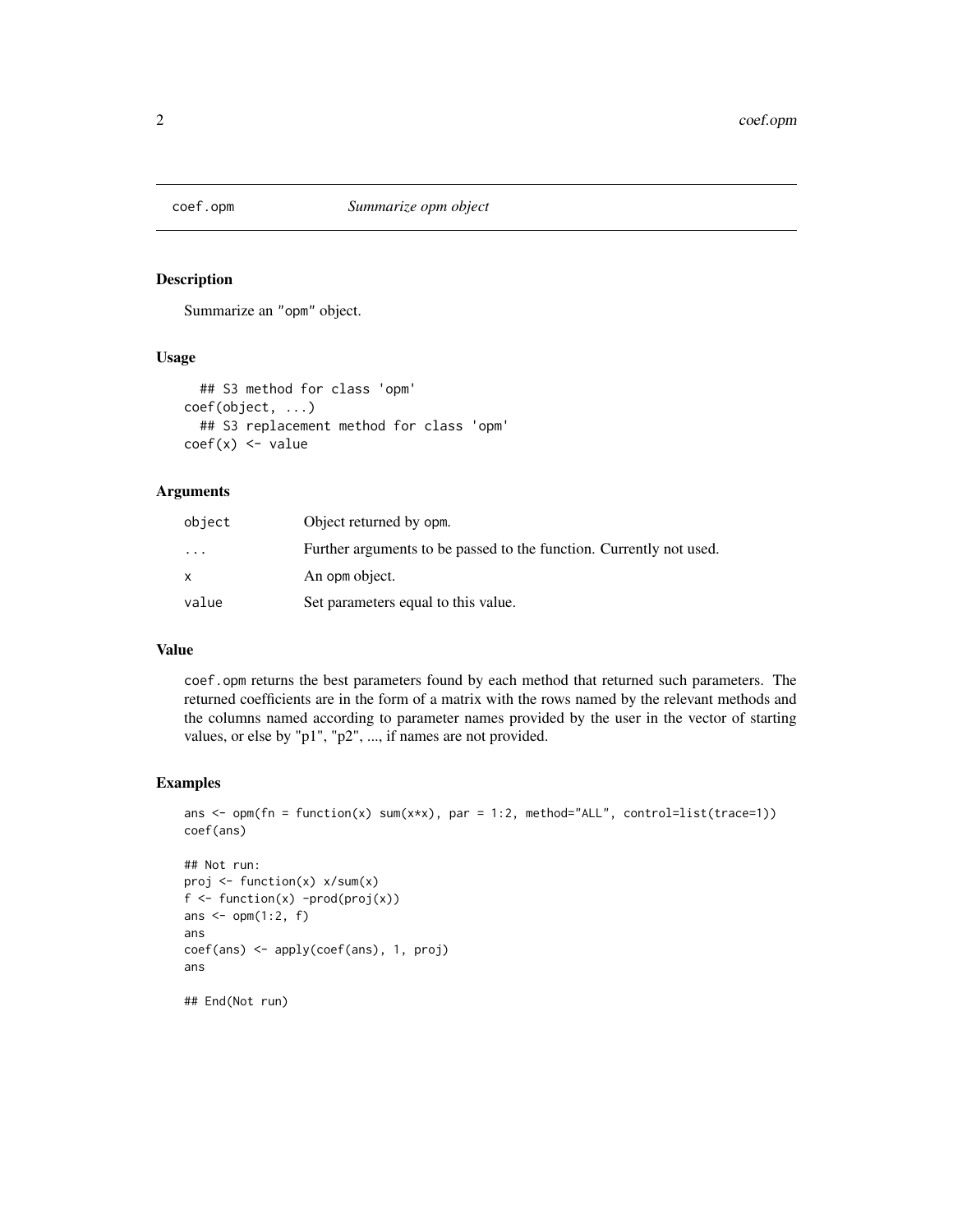# coef.opm *Summarize opm object*

## Description

Summarize an "opm" object.

## Usage

```
  ## S3 method for class 'opm'
coef(object, ...)
  ## S3 replacement method for class 'opm'
coef(x) <- value
```

## Arguments

| | |
|---|---|
| `object` | Object returned by opm. |
| `...` | Further arguments to be passed to the function. Currently not used. |
| `x` | An opm object. |
| `value` | Set parameters equal to this value. |

## Value

coef.opm returns the best parameters found by each method that returned such parameters. The returned coefficients are in the form of a matrix with the rows named by the relevant methods and the columns named according to parameter names provided by the user in the vector of starting values, or else by "p1", "p2", ..., if names are not provided.

## Examples

```
ans <- opm(fn = function(x) sum(x*x), par = 1:2, method="ALL", control=list(trace=1))
coef(ans)

## Not run:
proj <- function(x) x/sum(x)
f <- function(x) -prod(proj(x))
ans <- opm(1:2, f)
ans
coef(ans) <- apply(coef(ans), 1, proj)
ans

## End(Not run)
```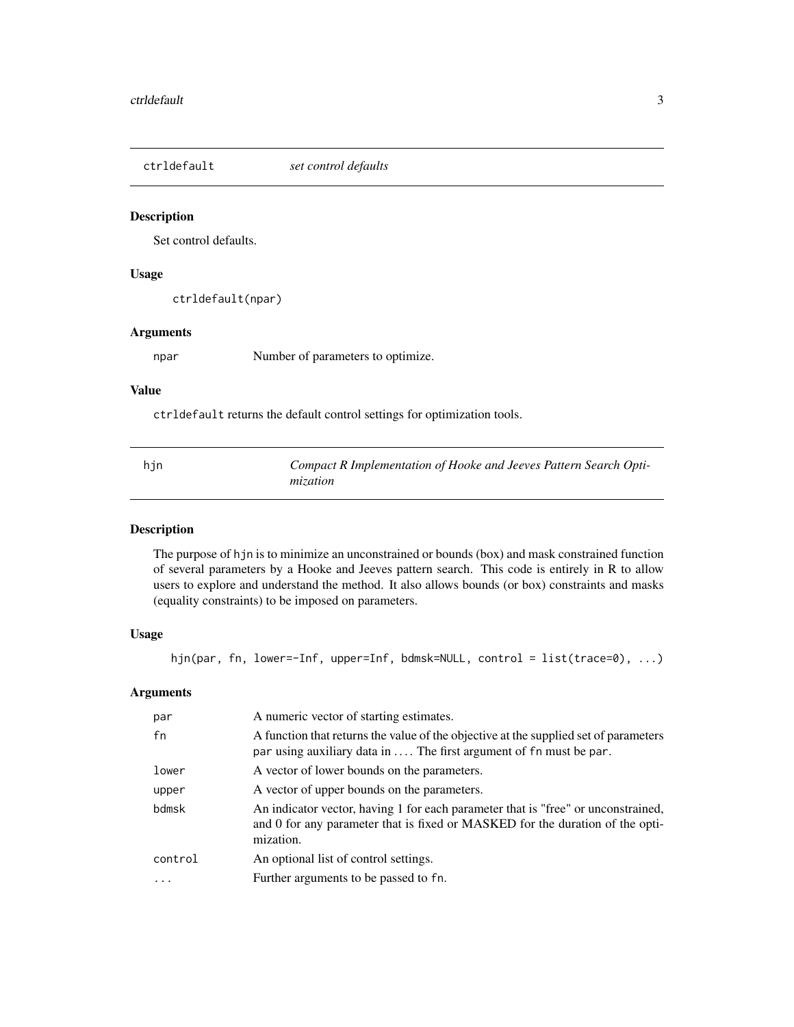## ctrldefault *set control defaults*

### Description

Set control defaults.

### Usage

```
ctrldefault(npar)
```

### Arguments

| | |
|---|---|
| `npar` | Number of parameters to optimize. |

### Value

`ctrldefault` returns the default control settings for optimization tools.

## hjn *Compact R Implementation of Hooke and Jeeves Pattern Search Optimization*

### Description

The purpose of `hjn` is to minimize an unconstrained or bounds (box) and mask constrained function of several parameters by a Hooke and Jeeves pattern search. This code is entirely in R to allow users to explore and understand the method. It also allows bounds (or box) constraints and masks (equality constraints) to be imposed on parameters.

### Usage

```
hjn(par, fn, lower=-Inf, upper=Inf, bdmsk=NULL, control = list(trace=0), ...)
```

### Arguments

| | |
|---|---|
| `par` | A numeric vector of starting estimates. |
| `fn` | A function that returns the value of the objective at the supplied set of parameters `par` using auxiliary data in .... The first argument of `fn` must be `par`. |
| `lower` | A vector of lower bounds on the parameters. |
| `upper` | A vector of upper bounds on the parameters. |
| `bdmsk` | An indicator vector, having 1 for each parameter that is "free" or unconstrained, and 0 for any parameter that is fixed or MASKED for the duration of the optimization. |
| `control` | An optional list of control settings. |
| `...` | Further arguments to be passed to `fn`. |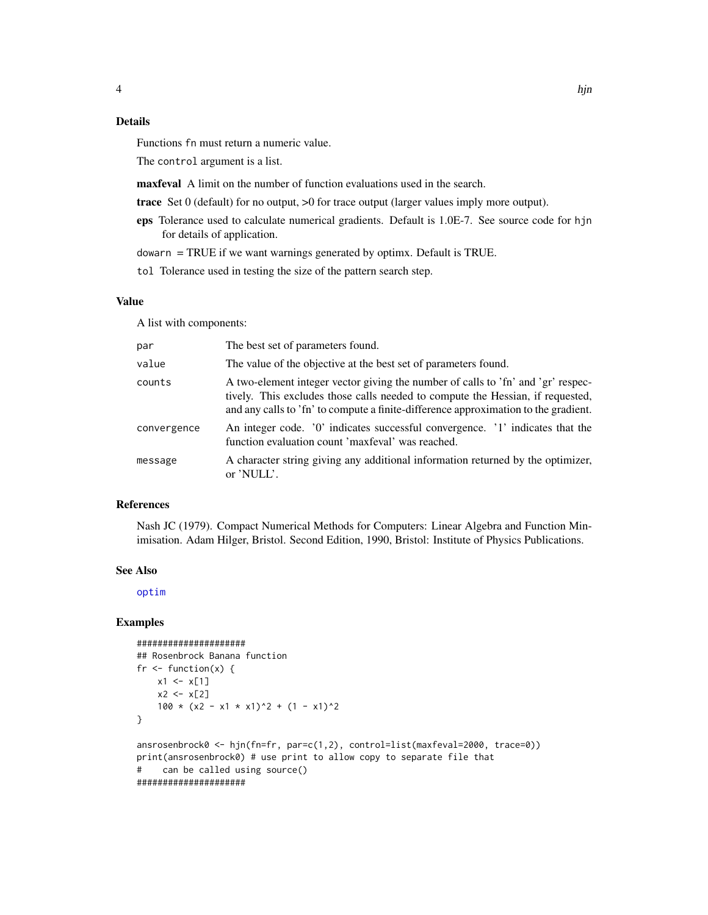## Details

Functions `fn` must return a numeric value.

The `control` argument is a list.

**maxfeval** A limit on the number of function evaluations used in the search.

**trace** Set 0 (default) for no output, >0 for trace output (larger values imply more output).

**eps** Tolerance used to calculate numerical gradients. Default is 1.0E-7. See source code for `hjn` for details of application.

`dowarn` = TRUE if we want warnings generated by optimx. Default is TRUE.

`tol` Tolerance used in testing the size of the pattern search step.

## Value

A list with components:

| | |
|---|---|
| `par` | The best set of parameters found. |
| `value` | The value of the objective at the best set of parameters found. |
| `counts` | A two-element integer vector giving the number of calls to 'fn' and 'gr' respectively. This excludes those calls needed to compute the Hessian, if requested, and any calls to 'fn' to compute a finite-difference approximation to the gradient. |
| `convergence` | An integer code. '0' indicates successful convergence. '1' indicates that the function evaluation count 'maxfeval' was reached. |
| `message` | A character string giving any additional information returned by the optimizer, or 'NULL'. |

## References

Nash JC (1979). Compact Numerical Methods for Computers: Linear Algebra and Function Minimisation. Adam Hilger, Bristol. Second Edition, 1990, Bristol: Institute of Physics Publications.

## See Also

optim

## Examples

```
#####################
## Rosenbrock Banana function
fr <- function(x) {
    x1 <- x[1]
    x2 <- x[2]
    100 * (x2 - x1 * x1)^2 + (1 - x1)^2
}

ansrosenbrock0 <- hjn(fn=fr, par=c(1,2), control=list(maxfeval=2000, trace=0))
print(ansrosenbrock0) # use print to allow copy to separate file that
#    can be called using source()
#####################
```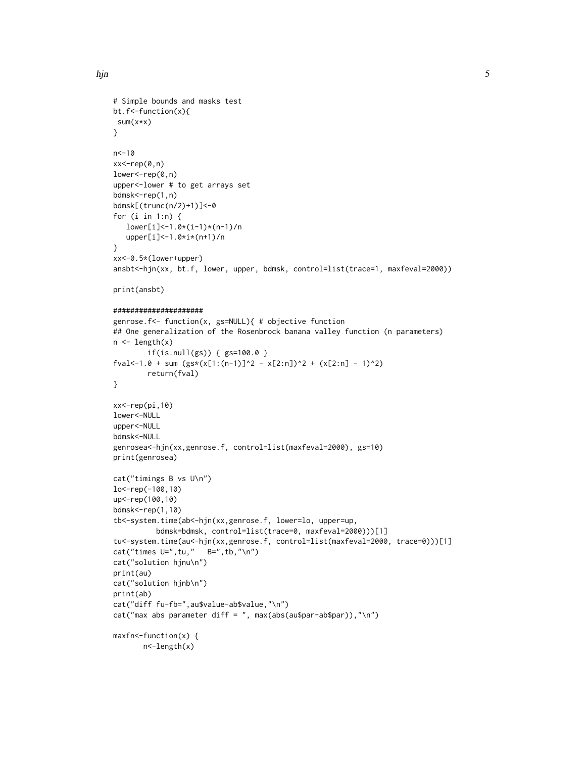```
# Simple bounds and masks test
bt.f<-function(x){
 sum(x*x)
}

n<-10
xx<-rep(0,n)
lower<-rep(0,n)
upper<-lower # to get arrays set
bdmsk<-rep(1,n)
bdmsk[(trunc(n/2)+1)]<-0
for (i in 1:n) {
   lower[i]<-1.0*(i-1)*(n-1)/n
   upper[i]<-1.0*i*(n+1)/n
}
xx<-0.5*(lower+upper)
ansbt<-hjn(xx, bt.f, lower, upper, bdmsk, control=list(trace=1, maxfeval=2000))

print(ansbt)

#####################
genrose.f<- function(x, gs=NULL){ # objective function
## One generalization of the Rosenbrock banana valley function (n parameters)
n <- length(x)
        if(is.null(gs)) { gs=100.0 }
fval<-1.0 + sum (gs*(x[1:(n-1)]^2 - x[2:n])^2 + (x[2:n] - 1)^2)
        return(fval)
}

xx<-rep(pi,10)
lower<-NULL
upper<-NULL
bdmsk<-NULL
genrosea<-hjn(xx,genrose.f, control=list(maxfeval=2000), gs=10)
print(genrosea)

cat("timings B vs U\n")
lo<-rep(-100,10)
up<-rep(100,10)
bdmsk<-rep(1,10)
tb<-system.time(ab<-hjn(xx,genrose.f, lower=lo, upper=up,
          bdmsk=bdmsk, control=list(trace=0, maxfeval=2000)))[1]
tu<-system.time(au<-hjn(xx,genrose.f, control=list(maxfeval=2000, trace=0)))[1]
cat("times U=",tu,"   B=",tb,"\n")
cat("solution hjnu\n")
print(au)
cat("solution hjnb\n")
print(ab)
cat("diff fu-fb=",au$value-ab$value,"\n")
cat("max abs parameter diff = ", max(abs(au$par-ab$par)),"\n")

maxfn<-function(x) {
       n<-length(x)
```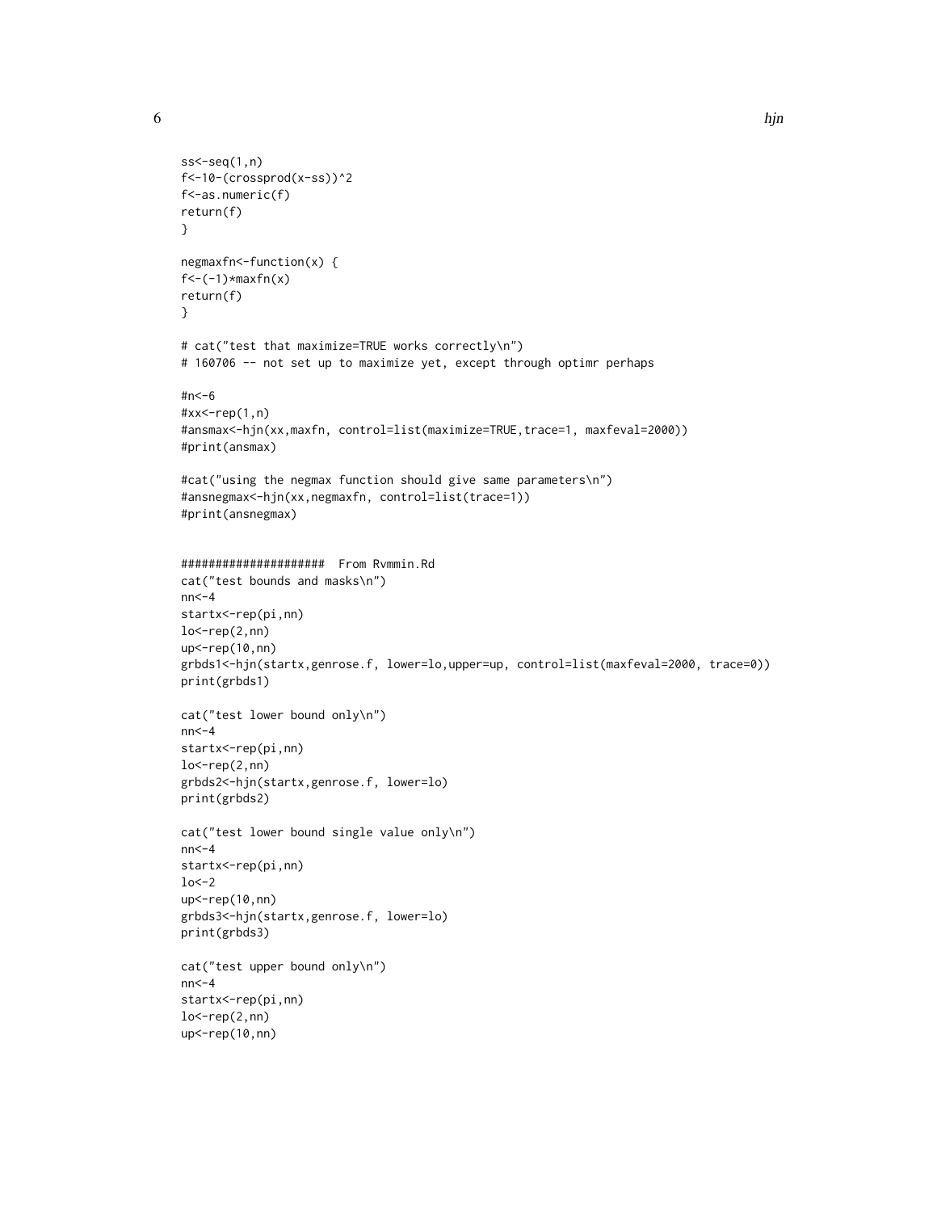```
ss<-seq(1,n)
f<-10-(crossprod(x-ss))^2
f<-as.numeric(f)
return(f)
}

negmaxfn<-function(x) {
f<-(-1)*maxfn(x)
return(f)
}

# cat("test that maximize=TRUE works correctly\n")
# 160706 -- not set up to maximize yet, except through optimr perhaps

#n<-6
#xx<-rep(1,n)
#ansmax<-hjn(xx,maxfn, control=list(maximize=TRUE,trace=1, maxfeval=2000))
#print(ansmax)

#cat("using the negmax function should give same parameters\n")
#ansnegmax<-hjn(xx,negmaxfn, control=list(trace=1))
#print(ansnegmax)


####################  From Rvmmin.Rd
cat("test bounds and masks\n")
nn<-4
startx<-rep(pi,nn)
lo<-rep(2,nn)
up<-rep(10,nn)
grbds1<-hjn(startx,genrose.f, lower=lo,upper=up, control=list(maxfeval=2000, trace=0))
print(grbds1)

cat("test lower bound only\n")
nn<-4
startx<-rep(pi,nn)
lo<-rep(2,nn)
grbds2<-hjn(startx,genrose.f, lower=lo)
print(grbds2)

cat("test lower bound single value only\n")
nn<-4
startx<-rep(pi,nn)
lo<-2
up<-rep(10,nn)
grbds3<-hjn(startx,genrose.f, lower=lo)
print(grbds3)

cat("test upper bound only\n")
nn<-4
startx<-rep(pi,nn)
lo<-rep(2,nn)
up<-rep(10,nn)
```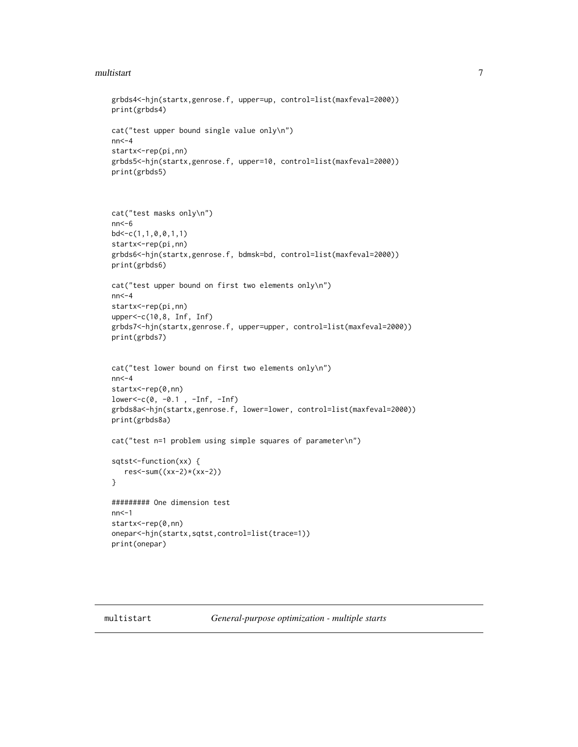```
grbds4<-hjn(startx,genrose.f, upper=up, control=list(maxfeval=2000))
print(grbds4)

cat("test upper bound single value only\n")
nn<-4
startx<-rep(pi,nn)
grbds5<-hjn(startx,genrose.f, upper=10, control=list(maxfeval=2000))
print(grbds5)



cat("test masks only\n")
nn<-6
bd<-c(1,1,0,0,1,1)
startx<-rep(pi,nn)
grbds6<-hjn(startx,genrose.f, bdmsk=bd, control=list(maxfeval=2000))
print(grbds6)

cat("test upper bound on first two elements only\n")
nn<-4
startx<-rep(pi,nn)
upper<-c(10,8, Inf, Inf)
grbds7<-hjn(startx,genrose.f, upper=upper, control=list(maxfeval=2000))
print(grbds7)


cat("test lower bound on first two elements only\n")
nn<-4
startx<-rep(0,nn)
lower<-c(0, -0.1 , -Inf, -Inf)
grbds8a<-hjn(startx,genrose.f, lower=lower, control=list(maxfeval=2000))
print(grbds8a)

cat("test n=1 problem using simple squares of parameter\n")

sqtst<-function(xx) {
   res<-sum((xx-2)*(xx-2))
}

######### One dimension test
nn<-1
startx<-rep(0,nn)
onepar<-hjn(startx,sqtst,control=list(trace=1))
print(onepar)
```

## multistart    *General-purpose optimization - multiple starts*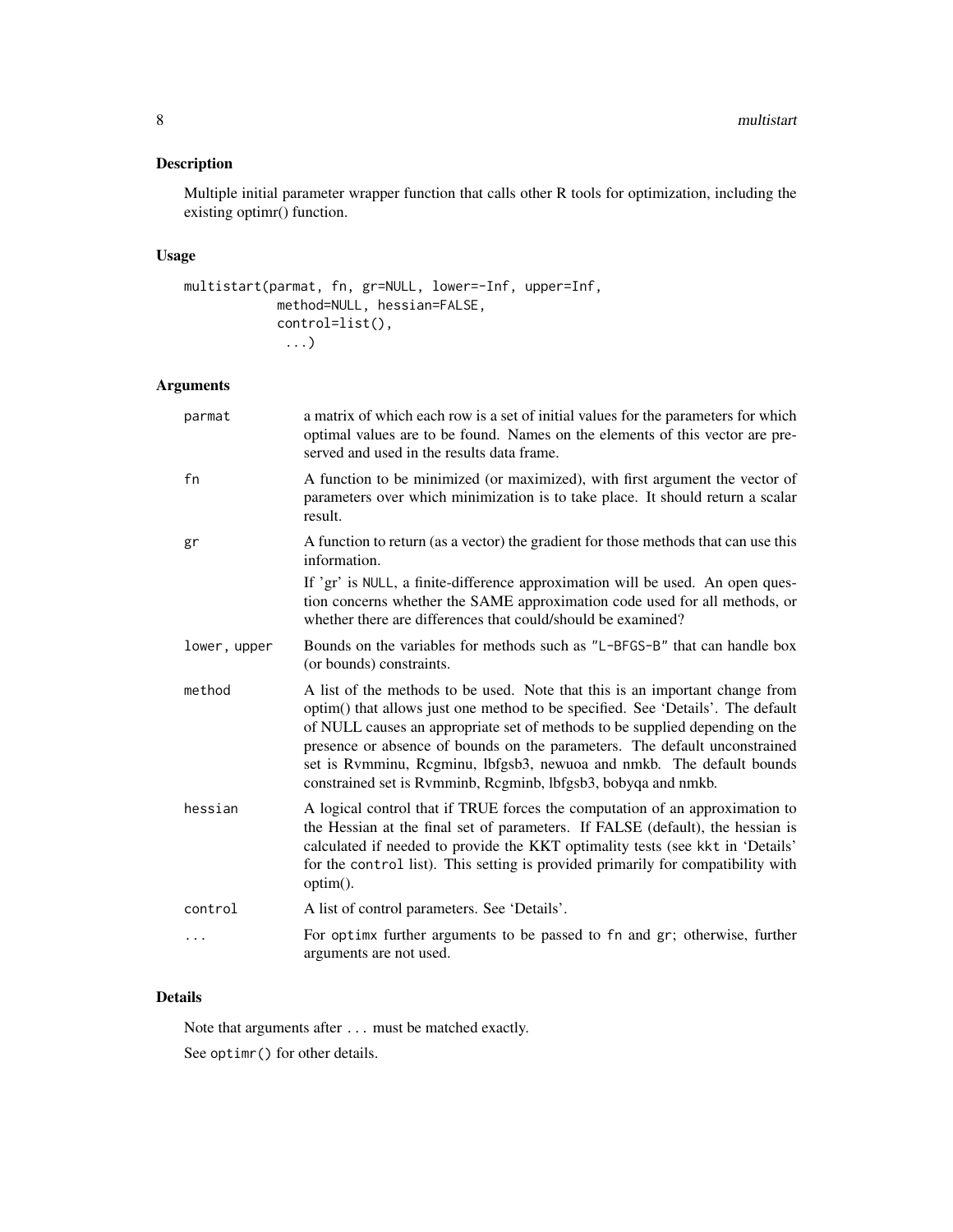## Description

Multiple initial parameter wrapper function that calls other R tools for optimization, including the existing optimr() function.

## Usage

```
multistart(parmat, fn, gr=NULL, lower=-Inf, upper=Inf,
           method=NULL, hessian=FALSE,
           control=list(),
            ...)
```

## Arguments

| Argument | Description |
|---|---|
| `parmat` | a matrix of which each row is a set of initial values for the parameters for which optimal values are to be found. Names on the elements of this vector are preserved and used in the results data frame. |
| `fn` | A function to be minimized (or maximized), with first argument the vector of parameters over which minimization is to take place. It should return a scalar result. |
| `gr` | A function to return (as a vector) the gradient for those methods that can use this information.<br><br>If 'gr' is `NULL`, a finite-difference approximation will be used. An open question concerns whether the SAME approximation code used for all methods, or whether there are differences that could/should be examined? |
| `lower, upper` | Bounds on the variables for methods such as `"L-BFGS-B"` that can handle box (or bounds) constraints. |
| `method` | A list of the methods to be used. Note that this is an important change from optim() that allows just one method to be specified. See 'Details'. The default of NULL causes an appropriate set of methods to be supplied depending on the presence or absence of bounds on the parameters. The default unconstrained set is Rvmminu, Rcgminu, lbfgsb3, newuoa and nmkb. The default bounds constrained set is Rvmminb, Rcgminb, lbfgsb3, bobyqa and nmkb. |
| `hessian` | A logical control that if TRUE forces the computation of an approximation to the Hessian at the final set of parameters. If FALSE (default), the hessian is calculated if needed to provide the KKT optimality tests (see `kkt` in 'Details' for the `control` list). This setting is provided primarily for compatibility with optim(). |
| `control` | A list of control parameters. See 'Details'. |
| `...` | For `optimx` further arguments to be passed to `fn` and `gr`; otherwise, further arguments are not used. |

## Details

Note that arguments after `...` must be matched exactly.

See `optimr()` for other details.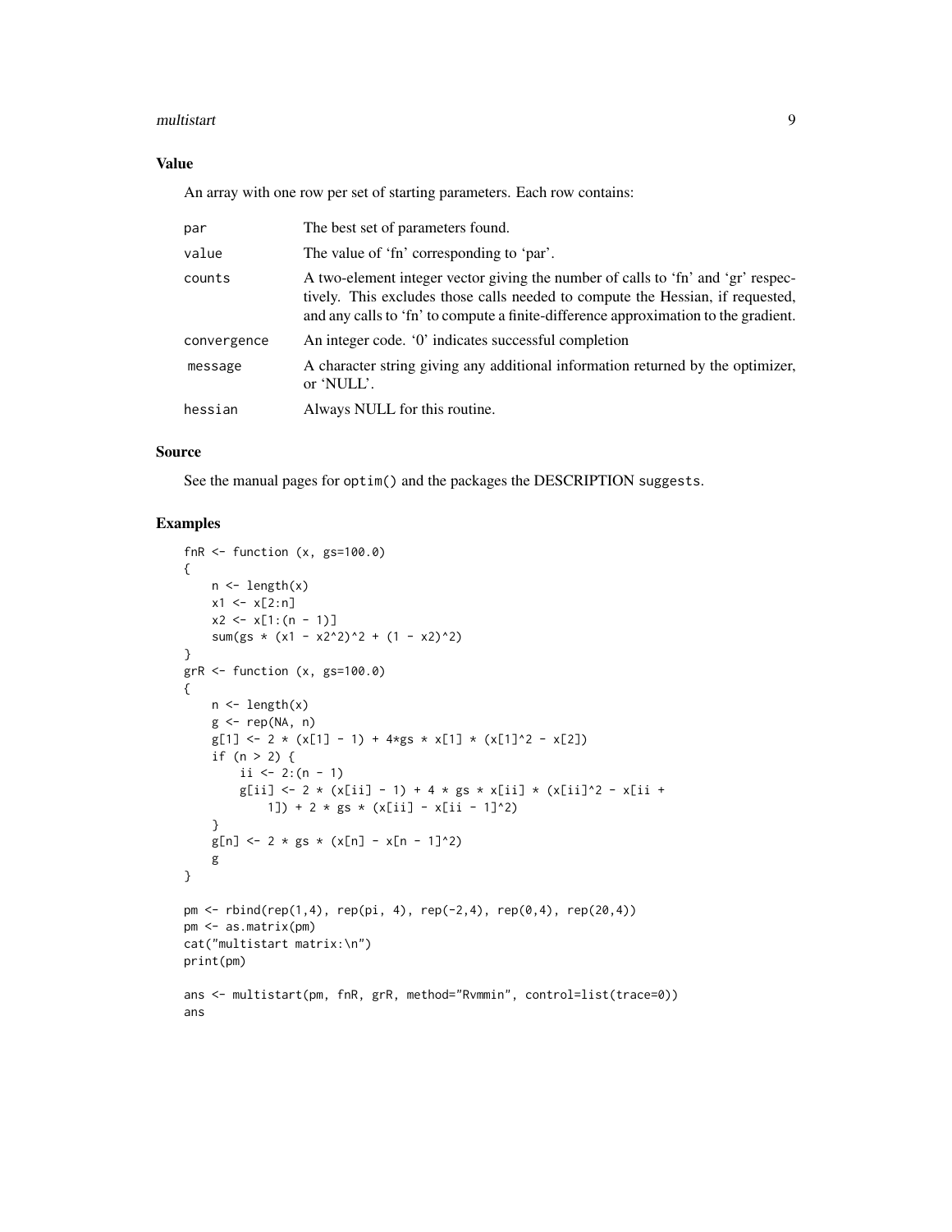## Value

An array with one row per set of starting parameters. Each row contains:

| | |
|---|---|
| `par` | The best set of parameters found. |
| `value` | The value of 'fn' corresponding to 'par'. |
| `counts` | A two-element integer vector giving the number of calls to 'fn' and 'gr' respectively. This excludes those calls needed to compute the Hessian, if requested, and any calls to 'fn' to compute a finite-difference approximation to the gradient. |
| `convergence` | An integer code. '0' indicates successful completion |
| `message` | A character string giving any additional information returned by the optimizer, or 'NULL'. |
| `hessian` | Always NULL for this routine. |

## Source

See the manual pages for `optim()` and the packages the DESCRIPTION `suggests`.

## Examples

```
fnR <- function (x, gs=100.0)
{
    n <- length(x)
    x1 <- x[2:n]
    x2 <- x[1:(n - 1)]
    sum(gs * (x1 - x2^2)^2 + (1 - x2)^2)
}
grR <- function (x, gs=100.0)
{
    n <- length(x)
    g <- rep(NA, n)
    g[1] <- 2 * (x[1] - 1) + 4*gs * x[1] * (x[1]^2 - x[2])
    if (n > 2) {
        ii <- 2:(n - 1)
        g[ii] <- 2 * (x[ii] - 1) + 4 * gs * x[ii] * (x[ii]^2 - x[ii +
            1]) + 2 * gs * (x[ii] - x[ii - 1]^2)
    }
    g[n] <- 2 * gs * (x[n] - x[n - 1]^2)
    g
}

pm <- rbind(rep(1,4), rep(pi, 4), rep(-2,4), rep(0,4), rep(20,4))
pm <- as.matrix(pm)
cat("multistart matrix:\n")
print(pm)

ans <- multistart(pm, fnR, grR, method="Rvmmin", control=list(trace=0))
ans
```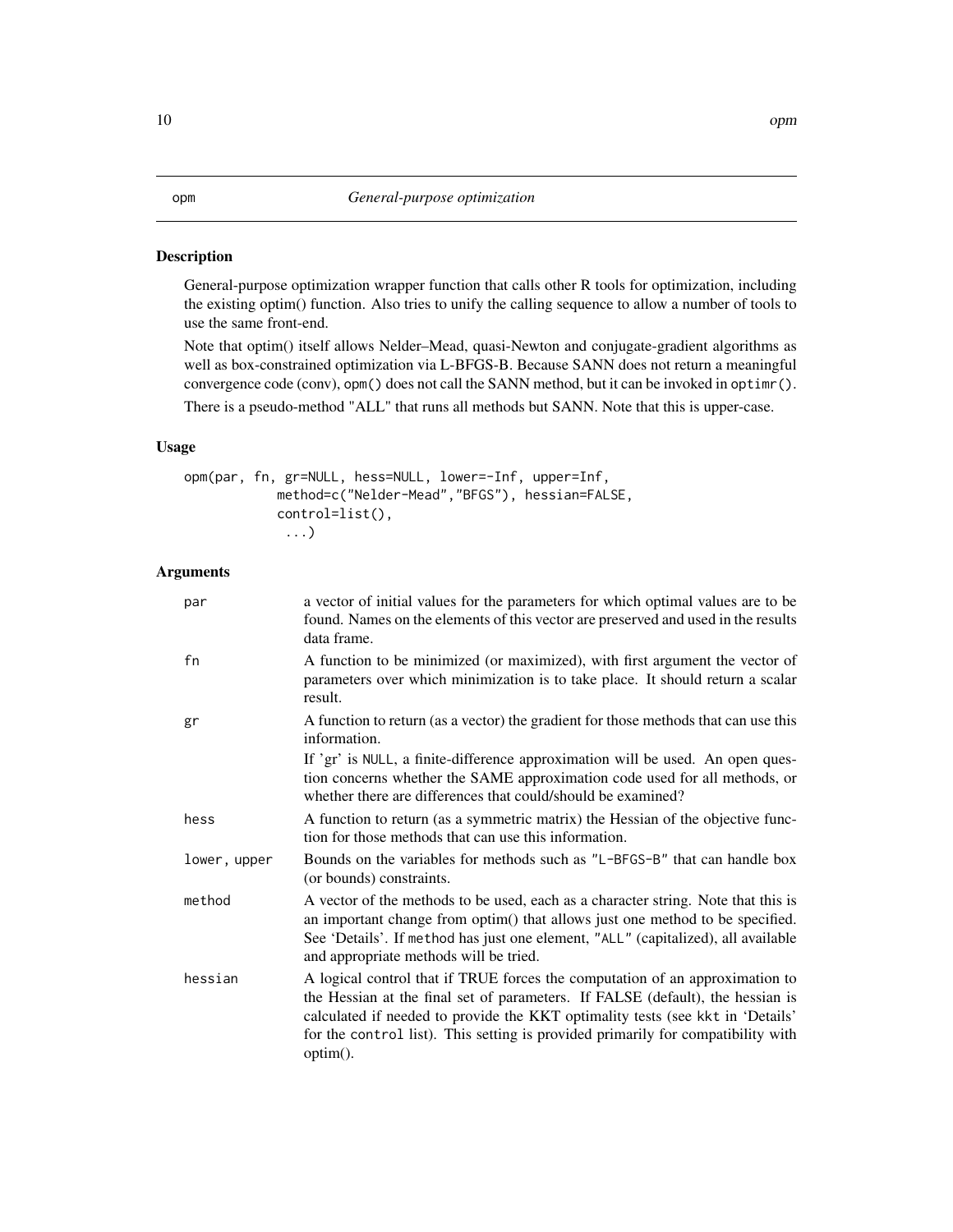opm *General-purpose optimization*

## Description

General-purpose optimization wrapper function that calls other R tools for optimization, including the existing optim() function. Also tries to unify the calling sequence to allow a number of tools to use the same front-end.

Note that optim() itself allows Nelder–Mead, quasi-Newton and conjugate-gradient algorithms as well as box-constrained optimization via L-BFGS-B. Because SANN does not return a meaningful convergence code (conv), `opm()` does not call the SANN method, but it can be invoked in `optimr()`.

There is a pseudo-method "ALL" that runs all methods but SANN. Note that this is upper-case.

## Usage

```
opm(par, fn, gr=NULL, hess=NULL, lower=-Inf, upper=Inf,
            method=c("Nelder-Mead","BFGS"), hessian=FALSE,
            control=list(),
             ...)
```

## Arguments

| | |
|---|---|
| `par` | a vector of initial values for the parameters for which optimal values are to be found. Names on the elements of this vector are preserved and used in the results data frame. |
| `fn` | A function to be minimized (or maximized), with first argument the vector of parameters over which minimization is to take place. It should return a scalar result. |
| `gr` | A function to return (as a vector) the gradient for those methods that can use this information. <br> If 'gr' is `NULL`, a finite-difference approximation will be used. An open question concerns whether the SAME approximation code used for all methods, or whether there are differences that could/should be examined? |
| `hess` | A function to return (as a symmetric matrix) the Hessian of the objective function for those methods that can use this information. |
| `lower, upper` | Bounds on the variables for methods such as `"L-BFGS-B"` that can handle box (or bounds) constraints. |
| `method` | A vector of the methods to be used, each as a character string. Note that this is an important change from optim() that allows just one method to be specified. See 'Details'. If `method` has just one element, `"ALL"` (capitalized), all available and appropriate methods will be tried. |
| `hessian` | A logical control that if TRUE forces the computation of an approximation to the Hessian at the final set of parameters. If FALSE (default), the hessian is calculated if needed to provide the KKT optimality tests (see `kkt` in 'Details' for the `control` list). This setting is provided primarily for compatibility with optim(). |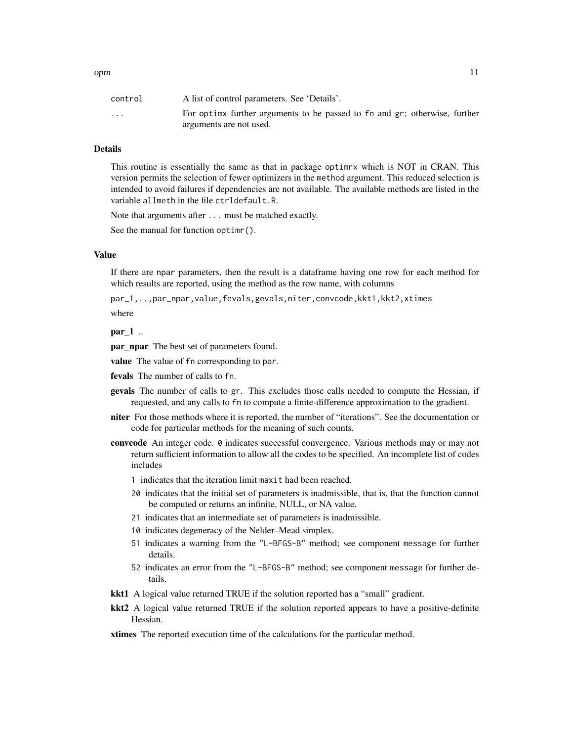| | |
|---|---|
| control | A list of control parameters. See 'Details'. |
| ... | For optimx further arguments to be passed to fn and gr; otherwise, further arguments are not used. |

## Details

This routine is essentially the same as that in package optimrx which is NOT in CRAN. This version permits the selection of fewer optimizers in the method argument. This reduced selection is intended to avoid failures if dependencies are not available. The available methods are listed in the variable allmeth in the file ctrldefault.R.

Note that arguments after ... must be matched exactly.

See the manual for function optimr().

## Value

If there are npar parameters, then the result is a dataframe having one row for each method for which results are reported, using the method as the row name, with columns

par_1,..,par_npar,value,fevals,gevals,niter,convcode,kkt1,kkt2,xtimes

where

**par_1** ..

**par_npar** The best set of parameters found.

**value** The value of fn corresponding to par.

**fevals** The number of calls to fn.

**gevals** The number of calls to gr. This excludes those calls needed to compute the Hessian, if requested, and any calls to fn to compute a finite-difference approximation to the gradient.

**niter** For those methods where it is reported, the number of "iterations". See the documentation or code for particular methods for the meaning of such counts.

**convcode** An integer code. 0 indicates successful convergence. Various methods may or may not return sufficient information to allow all the codes to be specified. An incomplete list of codes includes

- 1 indicates that the iteration limit maxit had been reached.
- 20 indicates that the initial set of parameters is inadmissible, that is, that the function cannot be computed or returns an infinite, NULL, or NA value.
- 21 indicates that an intermediate set of parameters is inadmissible.
- 10 indicates degeneracy of the Nelder–Mead simplex.
- 51 indicates a warning from the "L-BFGS-B" method; see component message for further details.
- 52 indicates an error from the "L-BFGS-B" method; see component message for further details.

**kkt1** A logical value returned TRUE if the solution reported has a "small" gradient.

**kkt2** A logical value returned TRUE if the solution reported appears to have a positive-definite Hessian.

**xtimes** The reported execution time of the calculations for the particular method.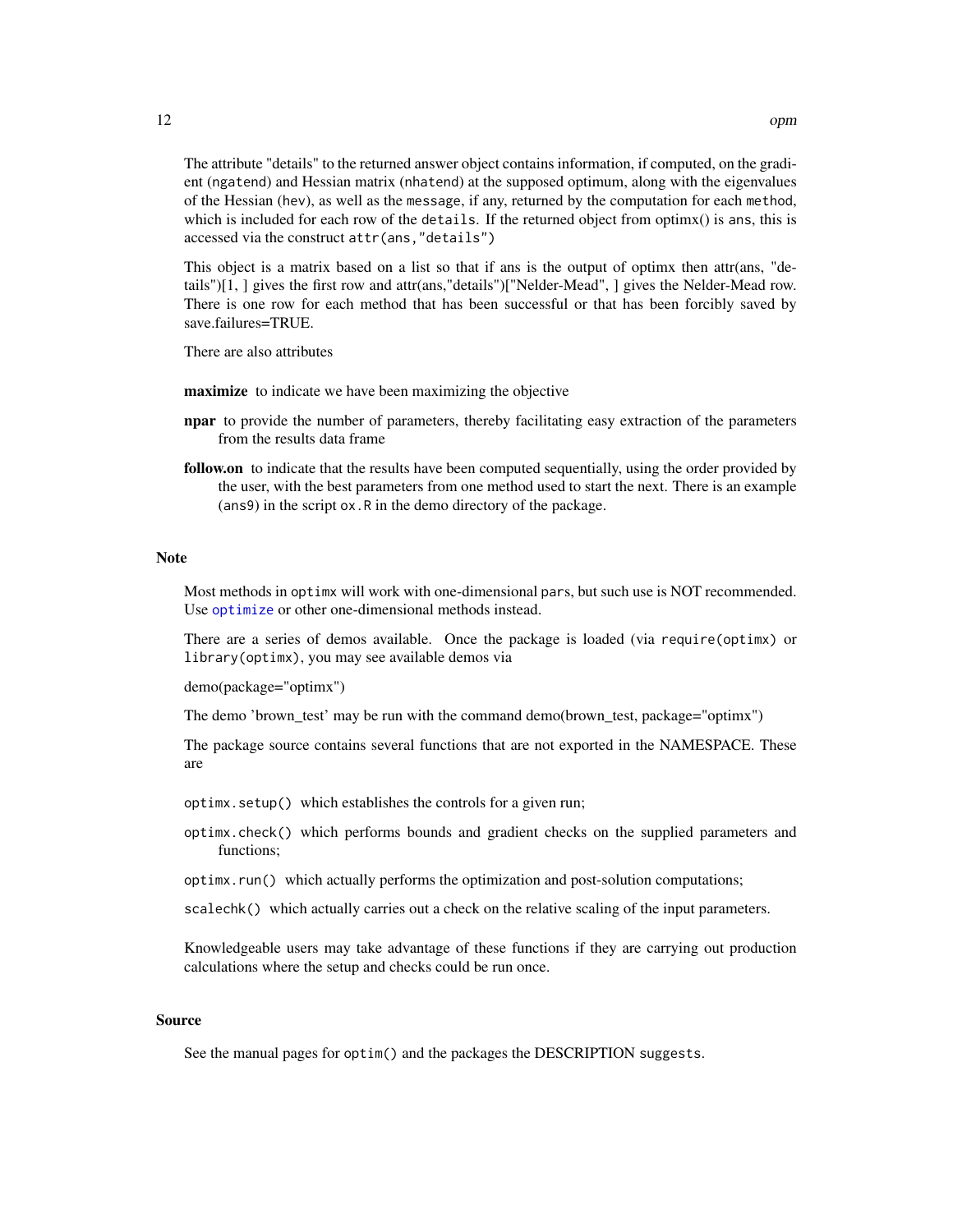The attribute "details" to the returned answer object contains information, if computed, on the gradient (`ngatend`) and Hessian matrix (`nhatend`) at the supposed optimum, along with the eigenvalues of the Hessian (`hev`), as well as the `message`, if any, returned by the computation for each `method`, which is included for each row of the `details`. If the returned object from optimx() is `ans`, this is accessed via the construct `attr(ans,"details")`

This object is a matrix based on a list so that if ans is the output of optimx then attr(ans, "details")[1, ] gives the first row and attr(ans,"details")["Nelder-Mead", ] gives the Nelder-Mead row. There is one row for each method that has been successful or that has been forcibly saved by save.failures=TRUE.

There are also attributes

**maximize** to indicate we have been maximizing the objective

**npar** to provide the number of parameters, thereby facilitating easy extraction of the parameters from the results data frame

**follow.on** to indicate that the results have been computed sequentially, using the order provided by the user, with the best parameters from one method used to start the next. There is an example (`ans9`) in the script `ox.R` in the demo directory of the package.

## Note

Most methods in `optimx` will work with one-dimensional `pars`, but such use is NOT recommended. Use `optimize` or other one-dimensional methods instead.

There are a series of demos available. Once the package is loaded (via `require(optimx)` or `library(optimx)`, you may see available demos via

demo(package="optimx")

The demo 'brown_test' may be run with the command demo(brown_test, package="optimx")

The package source contains several functions that are not exported in the NAMESPACE. These are

`optimx.setup()` which establishes the controls for a given run;

`optimx.check()` which performs bounds and gradient checks on the supplied parameters and functions;

`optimx.run()` which actually performs the optimization and post-solution computations;

`scalechk()` which actually carries out a check on the relative scaling of the input parameters.

Knowledgeable users may take advantage of these functions if they are carrying out production calculations where the setup and checks could be run once.

## Source

See the manual pages for `optim()` and the packages the DESCRIPTION `suggests`.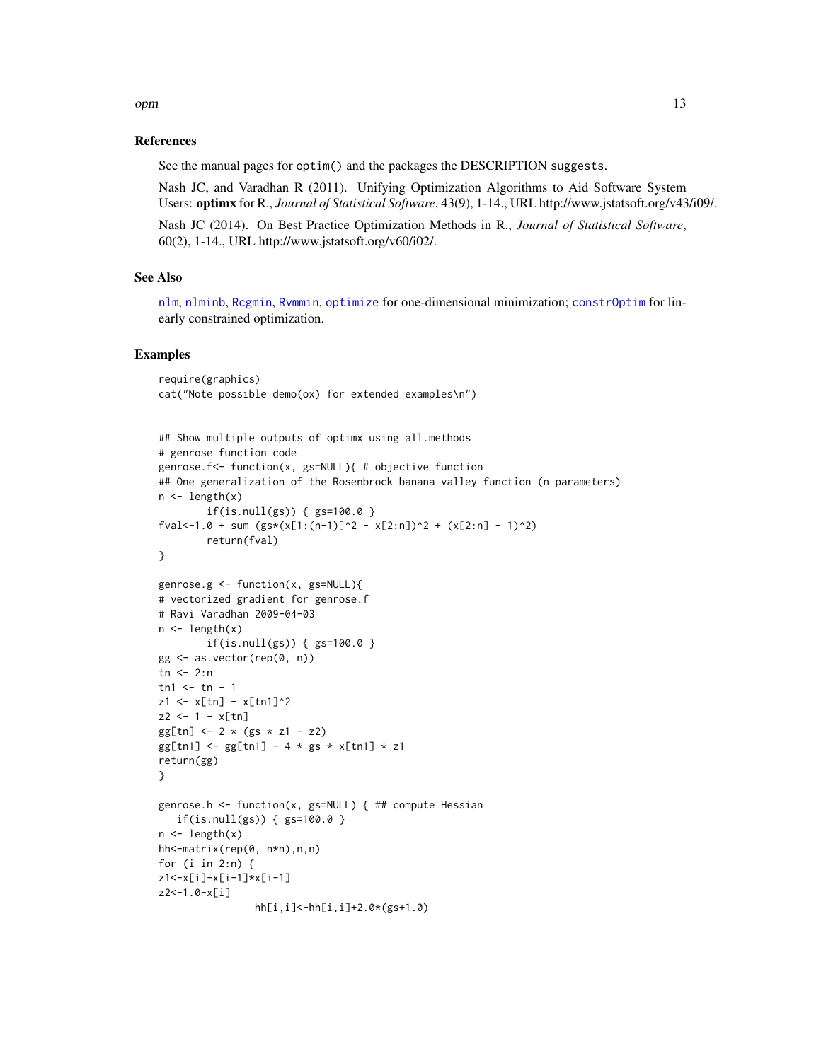## References

See the manual pages for `optim()` and the packages the DESCRIPTION `suggests`.

Nash JC, and Varadhan R (2011). Unifying Optimization Algorithms to Aid Software System Users: **optimx** for R., *Journal of Statistical Software*, 43(9), 1-14., URL http://www.jstatsoft.org/v43/i09/.

Nash JC (2014). On Best Practice Optimization Methods in R., *Journal of Statistical Software*, 60(2), 1-14., URL http://www.jstatsoft.org/v60/i02/.

## See Also

`nlm`, `nlminb`, `Rcgmin`, `Rvmmin`, `optimize` for one-dimensional minimization; `constrOptim` for linearly constrained optimization.

## Examples

```
require(graphics)
cat("Note possible demo(ox) for extended examples\n")


## Show multiple outputs of optimx using all.methods
# genrose function code
genrose.f<- function(x, gs=NULL){ # objective function
## One generalization of the Rosenbrock banana valley function (n parameters)
n <- length(x)
        if(is.null(gs)) { gs=100.0 }
fval<-1.0 + sum (gs*(x[1:(n-1)]^2 - x[2:n])^2 + (x[2:n] - 1)^2)
        return(fval)
}

genrose.g <- function(x, gs=NULL){
# vectorized gradient for genrose.f
# Ravi Varadhan 2009-04-03
n <- length(x)
        if(is.null(gs)) { gs=100.0 }
gg <- as.vector(rep(0, n))
tn <- 2:n
tn1 <- tn - 1
z1 <- x[tn] - x[tn1]^2
z2 <- 1 - x[tn]
gg[tn] <- 2 * (gs * z1 - z2)
gg[tn1] <- gg[tn1] - 4 * gs * x[tn1] * z1
return(gg)
}

genrose.h <- function(x, gs=NULL) { ## compute Hessian
   if(is.null(gs)) { gs=100.0 }
n <- length(x)
hh<-matrix(rep(0, n*n),n,n)
for (i in 2:n) {
z1<-x[i]-x[i-1]*x[i-1]
z2<-1.0-x[i]
                hh[i,i]<-hh[i,i]+2.0*(gs+1.0)
```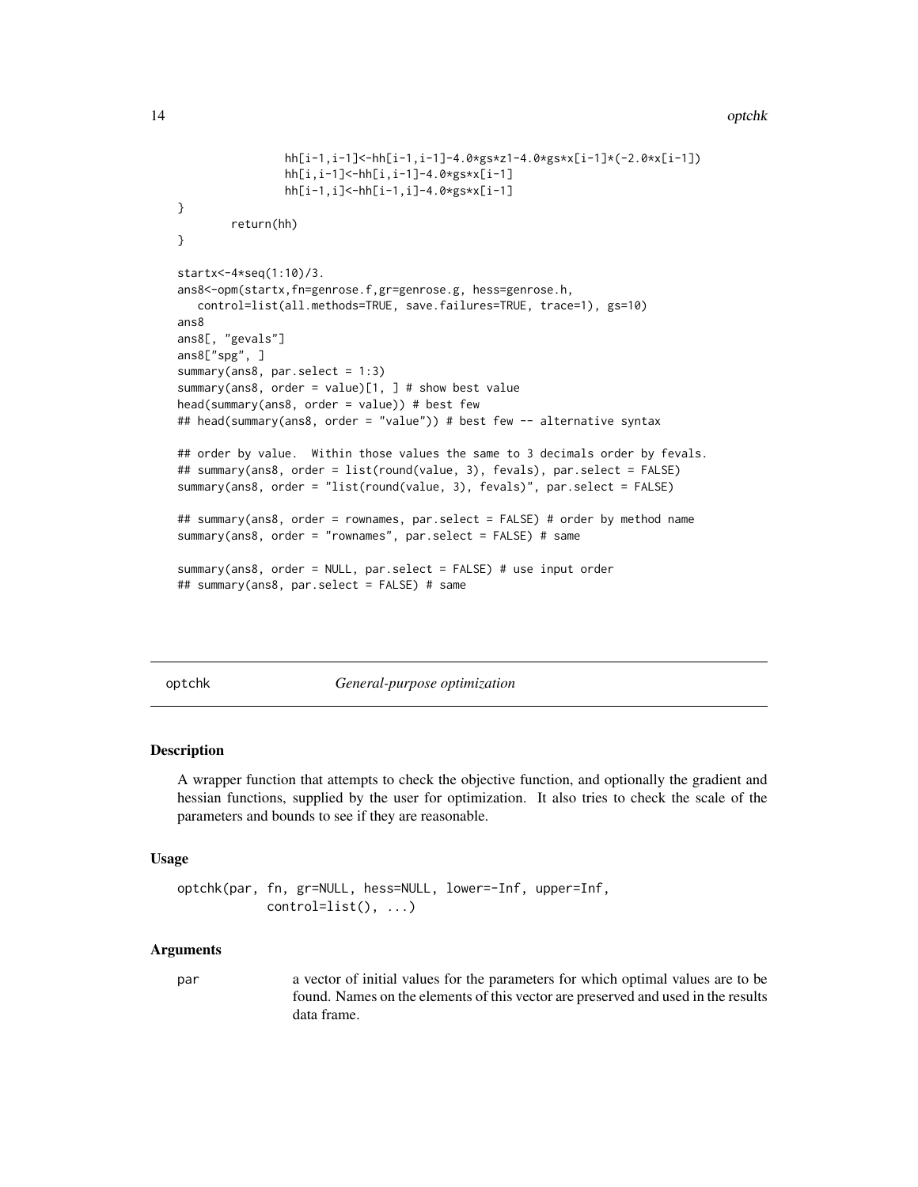```
                hh[i-1,i-1]<-hh[i-1,i-1]-4.0*gs*z1-4.0*gs*x[i-1]*(-2.0*x[i-1])
                hh[i,i-1]<-hh[i,i-1]-4.0*gs*x[i-1]
                hh[i-1,i]<-hh[i-1,i]-4.0*gs*x[i-1]
}
        return(hh)
}

startx<-4*seq(1:10)/3.
ans8<-opm(startx,fn=genrose.f,gr=genrose.g, hess=genrose.h,
   control=list(all.methods=TRUE, save.failures=TRUE, trace=1), gs=10)
ans8
ans8[, "gevals"]
ans8["spg", ]
summary(ans8, par.select = 1:3)
summary(ans8, order = value)[1, ] # show best value
head(summary(ans8, order = value)) # best few
## head(summary(ans8, order = "value")) # best few -- alternative syntax

## order by value.  Within those values the same to 3 decimals order by fevals.
## summary(ans8, order = list(round(value, 3), fevals), par.select = FALSE)
summary(ans8, order = "list(round(value, 3), fevals)", par.select = FALSE)

## summary(ans8, order = rownames, par.select = FALSE) # order by method name
summary(ans8, order = "rownames", par.select = FALSE) # same

summary(ans8, order = NULL, par.select = FALSE) # use input order
## summary(ans8, par.select = FALSE) # same
```

---

## optchk — *General-purpose optimization*

### Description

A wrapper function that attempts to check the objective function, and optionally the gradient and hessian functions, supplied by the user for optimization. It also tries to check the scale of the parameters and bounds to see if they are reasonable.

### Usage

```
optchk(par, fn, gr=NULL, hess=NULL, lower=-Inf, upper=Inf,
            control=list(), ...)
```

### Arguments

`par` a vector of initial values for the parameters for which optimal values are to be found. Names on the elements of this vector are preserved and used in the results data frame.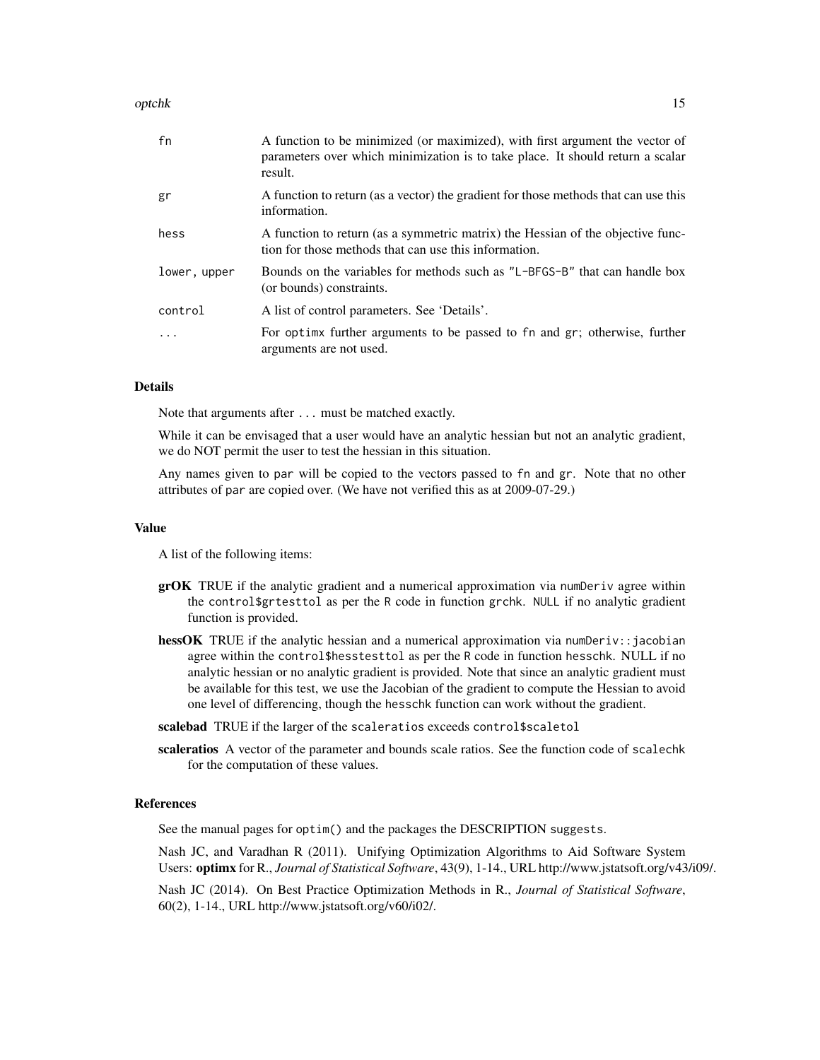| | |
|---|---|
| fn | A function to be minimized (or maximized), with first argument the vector of parameters over which minimization is to take place. It should return a scalar result. |
| gr | A function to return (as a vector) the gradient for those methods that can use this information. |
| hess | A function to return (as a symmetric matrix) the Hessian of the objective function for those methods that can use this information. |
| lower, upper | Bounds on the variables for methods such as "L-BFGS-B" that can handle box (or bounds) constraints. |
| control | A list of control parameters. See 'Details'. |
| ... | For optimx further arguments to be passed to fn and gr; otherwise, further arguments are not used. |

### Details

Note that arguments after ... must be matched exactly.

While it can be envisaged that a user would have an analytic hessian but not an analytic gradient, we do NOT permit the user to test the hessian in this situation.

Any names given to par will be copied to the vectors passed to fn and gr. Note that no other attributes of par are copied over. (We have not verified this as at 2009-07-29.)

### Value

A list of the following items:

**grOK** TRUE if the analytic gradient and a numerical approximation via numDeriv agree within the control$grtesttol as per the R code in function grchk. NULL if no analytic gradient function is provided.

**hessOK** TRUE if the analytic hessian and a numerical approximation via numDeriv::jacobian agree within the control$hesstesttol as per the R code in function hesschk. NULL if no analytic hessian or no analytic gradient is provided. Note that since an analytic gradient must be available for this test, we use the Jacobian of the gradient to compute the Hessian to avoid one level of differencing, though the hesschk function can work without the gradient.

**scalebad** TRUE if the larger of the scaleratios exceeds control$scaletol

**scaleratios** A vector of the parameter and bounds scale ratios. See the function code of scalechk for the computation of these values.

### References

See the manual pages for optim() and the packages the DESCRIPTION suggests.

Nash JC, and Varadhan R (2011). Unifying Optimization Algorithms to Aid Software System Users: **optimx** for R., *Journal of Statistical Software*, 43(9), 1-14., URL http://www.jstatsoft.org/v43/i09/.

Nash JC (2014). On Best Practice Optimization Methods in R., *Journal of Statistical Software*, 60(2), 1-14., URL http://www.jstatsoft.org/v60/i02/.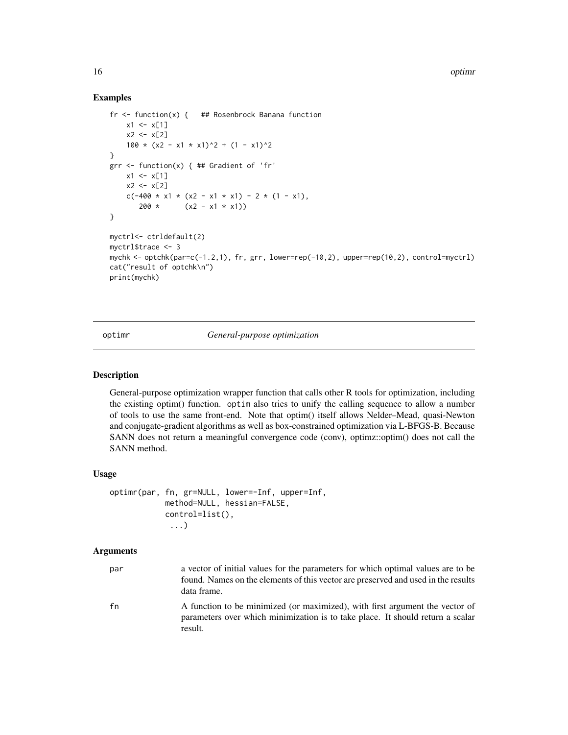## Examples

```
fr <- function(x) {   ## Rosenbrock Banana function
    x1 <- x[1]
    x2 <- x[2]
    100 * (x2 - x1 * x1)^2 + (1 - x1)^2
}
grr <- function(x) { ## Gradient of 'fr'
    x1 <- x[1]
    x2 <- x[2]
    c(-400 * x1 * (x2 - x1 * x1) - 2 * (1 - x1),
       200 *      (x2 - x1 * x1))
}

myctrl<- ctrldefault(2)
myctrl$trace <- 3
mychk <- optchk(par=c(-1.2,1), fr, grr, lower=rep(-10,2), upper=rep(10,2), control=myctrl)
cat("result of optchk\n")
print(mychk)
```

---

# optimr *General-purpose optimization*

## Description

General-purpose optimization wrapper function that calls other R tools for optimization, including the existing optim() function. optim also tries to unify the calling sequence to allow a number of tools to use the same front-end. Note that optim() itself allows Nelder–Mead, quasi-Newton and conjugate-gradient algorithms as well as box-constrained optimization via L-BFGS-B. Because SANN does not return a meaningful convergence code (conv), optimz::optim() does not call the SANN method.

## Usage

```
optimr(par, fn, gr=NULL, lower=-Inf, upper=Inf,
            method=NULL, hessian=FALSE,
            control=list(),
             ...)
```

## Arguments

| | |
|---|---|
| par | a vector of initial values for the parameters for which optimal values are to be found. Names on the elements of this vector are preserved and used in the results data frame. |
| fn | A function to be minimized (or maximized), with first argument the vector of parameters over which minimization is to take place. It should return a scalar result. |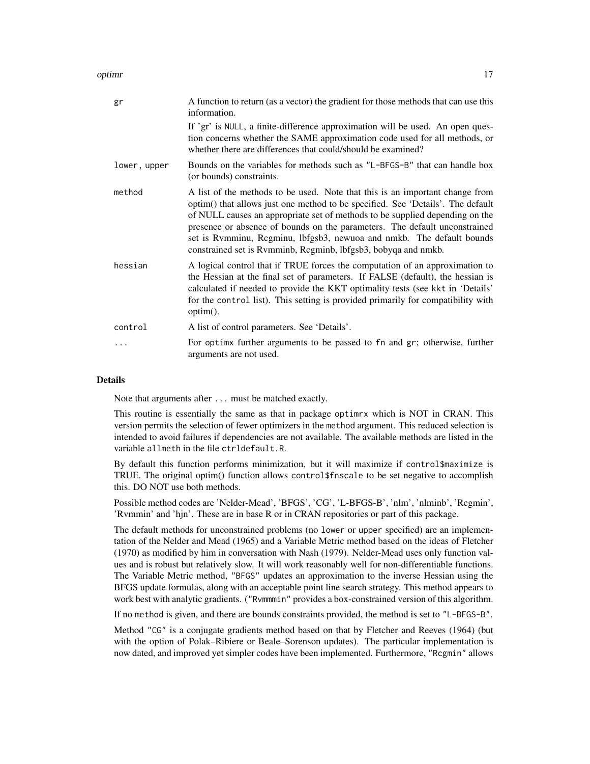| | |
|---|---|
| gr | A function to return (as a vector) the gradient for those methods that can use this information.<br><br>If 'gr' is NULL, a finite-difference approximation will be used. An open question concerns whether the SAME approximation code used for all methods, or whether there are differences that could/should be examined? |
| lower, upper | Bounds on the variables for methods such as "L-BFGS-B" that can handle box (or bounds) constraints. |
| method | A list of the methods to be used. Note that this is an important change from optim() that allows just one method to be specified. See 'Details'. The default of NULL causes an appropriate set of methods to be supplied depending on the presence or absence of bounds on the parameters. The default unconstrained set is Rvmminu, Rcgminu, lbfgsb3, newuoa and nmkb. The default bounds constrained set is Rvmminb, Rcgminb, lbfgsb3, bobyqa and nmkb. |
| hessian | A logical control that if TRUE forces the computation of an approximation to the Hessian at the final set of parameters. If FALSE (default), the hessian is calculated if needed to provide the KKT optimality tests (see kkt in 'Details' for the control list). This setting is provided primarily for compatibility with optim(). |
| control | A list of control parameters. See 'Details'. |
| ... | For optimx further arguments to be passed to fn and gr; otherwise, further arguments are not used. |

## Details

Note that arguments after ... must be matched exactly.

This routine is essentially the same as that in package optimrx which is NOT in CRAN. This version permits the selection of fewer optimizers in the method argument. This reduced selection is intended to avoid failures if dependencies are not available. The available methods are listed in the variable allmeth in the file ctrldefault.R.

By default this function performs minimization, but it will maximize if control$maximize is TRUE. The original optim() function allows control$fnscale to be set negative to accomplish this. DO NOT use both methods.

Possible method codes are 'Nelder-Mead', 'BFGS', 'CG', 'L-BFGS-B', 'nlm', 'nlminb', 'Rcgmin', 'Rvmmin' and 'hjn'. These are in base R or in CRAN repositories or part of this package.

The default methods for unconstrained problems (no lower or upper specified) are an implementation of the Nelder and Mead (1965) and a Variable Metric method based on the ideas of Fletcher (1970) as modified by him in conversation with Nash (1979). Nelder-Mead uses only function values and is robust but relatively slow. It will work reasonably well for non-differentiable functions. The Variable Metric method, "BFGS" updates an approximation to the inverse Hessian using the BFGS update formulas, along with an acceptable point line search strategy. This method appears to work best with analytic gradients. ("Rvmmmin" provides a box-constrained version of this algorithm.

If no method is given, and there are bounds constraints provided, the method is set to "L-BFGS-B".

Method "CG" is a conjugate gradients method based on that by Fletcher and Reeves (1964) (but with the option of Polak–Ribiere or Beale–Sorenson updates). The particular implementation is now dated, and improved yet simpler codes have been implemented. Furthermore, "Rcgmin" allows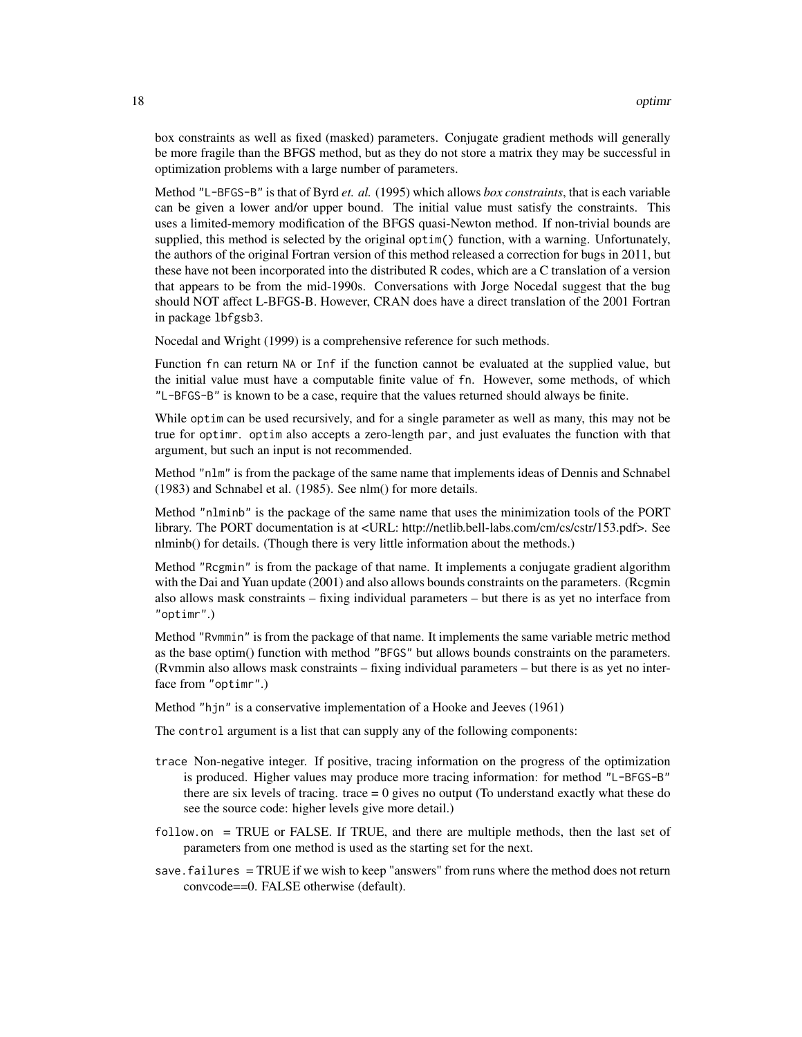box constraints as well as fixed (masked) parameters. Conjugate gradient methods will generally be more fragile than the BFGS method, but as they do not store a matrix they may be successful in optimization problems with a large number of parameters.

Method "L-BFGS-B" is that of Byrd *et. al.* (1995) which allows *box constraints*, that is each variable can be given a lower and/or upper bound. The initial value must satisfy the constraints. This uses a limited-memory modification of the BFGS quasi-Newton method. If non-trivial bounds are supplied, this method is selected by the original optim() function, with a warning. Unfortunately, the authors of the original Fortran version of this method released a correction for bugs in 2011, but these have not been incorporated into the distributed R codes, which are a C translation of a version that appears to be from the mid-1990s. Conversations with Jorge Nocedal suggest that the bug should NOT affect L-BFGS-B. However, CRAN does have a direct translation of the 2001 Fortran in package lbfgsb3.

Nocedal and Wright (1999) is a comprehensive reference for such methods.

Function fn can return NA or Inf if the function cannot be evaluated at the supplied value, but the initial value must have a computable finite value of fn. However, some methods, of which "L-BFGS-B" is known to be a case, require that the values returned should always be finite.

While optim can be used recursively, and for a single parameter as well as many, this may not be true for optimr. optim also accepts a zero-length par, and just evaluates the function with that argument, but such an input is not recommended.

Method "nlm" is from the package of the same name that implements ideas of Dennis and Schnabel (1983) and Schnabel et al. (1985). See nlm() for more details.

Method "nlminb" is the package of the same name that uses the minimization tools of the PORT library. The PORT documentation is at <URL: http://netlib.bell-labs.com/cm/cs/cstr/153.pdf>. See nlminb() for details. (Though there is very little information about the methods.)

Method "Rcgmin" is from the package of that name. It implements a conjugate gradient algorithm with the Dai and Yuan update (2001) and also allows bounds constraints on the parameters. (Rcgmin also allows mask constraints – fixing individual parameters – but there is as yet no interface from "optimr".)

Method "Rvmmin" is from the package of that name. It implements the same variable metric method as the base optim() function with method "BFGS" but allows bounds constraints on the parameters. (Rvmmin also allows mask constraints – fixing individual parameters – but there is as yet no interface from "optimr".)

Method "hjn" is a conservative implementation of a Hooke and Jeeves (1961)

The control argument is a list that can supply any of the following components:

- trace Non-negative integer. If positive, tracing information on the progress of the optimization is produced. Higher values may produce more tracing information: for method "L-BFGS-B" there are six levels of tracing. trace = 0 gives no output (To understand exactly what these do see the source code: higher levels give more detail.)
- follow.on = TRUE or FALSE. If TRUE, and there are multiple methods, then the last set of parameters from one method is used as the starting set for the next.
- save.failures = TRUE if we wish to keep "answers" from runs where the method does not return convcode==0. FALSE otherwise (default).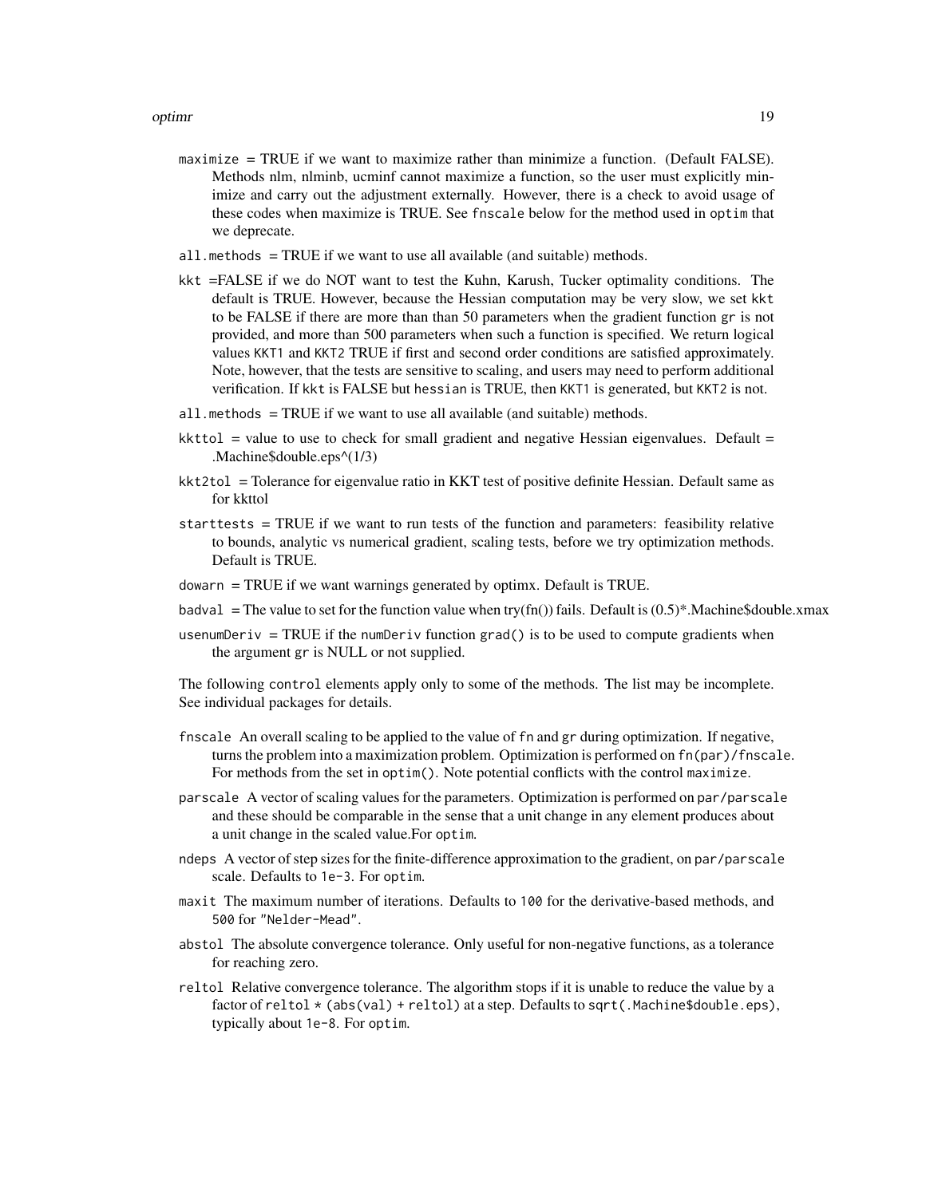- `maximize` = TRUE if we want to maximize rather than minimize a function. (Default FALSE). Methods nlm, nlminb, ucminf cannot maximize a function, so the user must explicitly minimize and carry out the adjustment externally. However, there is a check to avoid usage of these codes when maximize is TRUE. See `fnscale` below for the method used in `optim` that we deprecate.
- `all.methods` = TRUE if we want to use all available (and suitable) methods.
- `kkt` =FALSE if we do NOT want to test the Kuhn, Karush, Tucker optimality conditions. The default is TRUE. However, because the Hessian computation may be very slow, we set `kkt` to be FALSE if there are more than than 50 parameters when the gradient function `gr` is not provided, and more than 500 parameters when such a function is specified. We return logical values `KKT1` and `KKT2` TRUE if first and second order conditions are satisfied approximately. Note, however, that the tests are sensitive to scaling, and users may need to perform additional verification. If `kkt` is FALSE but `hessian` is TRUE, then `KKT1` is generated, but `KKT2` is not.
- `all.methods` = TRUE if we want to use all available (and suitable) methods.
- `kkttol` = value to use to check for small gradient and negative Hessian eigenvalues. Default = .Machine$double.eps^(1/3)
- `kkt2tol` = Tolerance for eigenvalue ratio in KKT test of positive definite Hessian. Default same as for kkttol
- `starttests` = TRUE if we want to run tests of the function and parameters: feasibility relative to bounds, analytic vs numerical gradient, scaling tests, before we try optimization methods. Default is TRUE.
- `dowarn` = TRUE if we want warnings generated by optimx. Default is TRUE.
- `badval` = The value to set for the function value when try(fn()) fails. Default is (0.5)*.Machine$double.xmax
- `usenumDeriv` = TRUE if the `numDeriv` function `grad()` is to be used to compute gradients when the argument `gr` is NULL or not supplied.

The following `control` elements apply only to some of the methods. The list may be incomplete. See individual packages for details.

- `fnscale` An overall scaling to be applied to the value of `fn` and `gr` during optimization. If negative, turns the problem into a maximization problem. Optimization is performed on `fn(par)/fnscale`. For methods from the set in `optim()`. Note potential conflicts with the control `maximize`.
- `parscale` A vector of scaling values for the parameters. Optimization is performed on `par/parscale` and these should be comparable in the sense that a unit change in any element produces about a unit change in the scaled value.For `optim`.
- `ndeps` A vector of step sizes for the finite-difference approximation to the gradient, on `par/parscale` scale. Defaults to `1e-3`. For `optim`.
- `maxit` The maximum number of iterations. Defaults to `100` for the derivative-based methods, and `500` for `"Nelder-Mead"`.
- `abstol` The absolute convergence tolerance. Only useful for non-negative functions, as a tolerance for reaching zero.
- `reltol` Relative convergence tolerance. The algorithm stops if it is unable to reduce the value by a factor of `reltol * (abs(val) + reltol)` at a step. Defaults to `sqrt(.Machine$double.eps)`, typically about `1e-8`. For `optim`.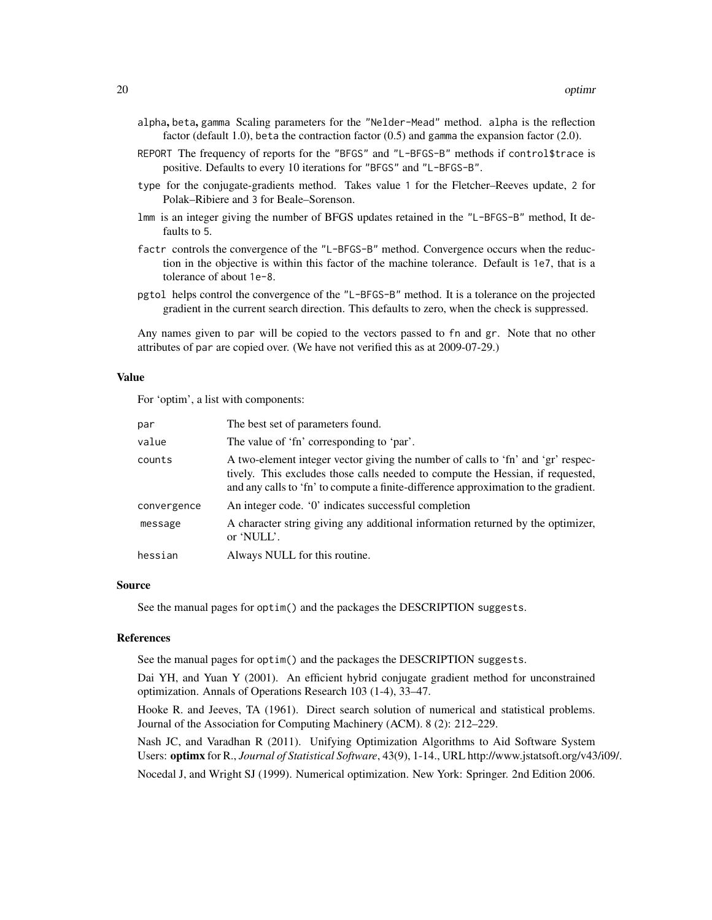alpha, beta, gamma Scaling parameters for the "Nelder-Mead" method. alpha is the reflection factor (default 1.0), beta the contraction factor (0.5) and gamma the expansion factor (2.0).

REPORT The frequency of reports for the "BFGS" and "L-BFGS-B" methods if control$trace is positive. Defaults to every 10 iterations for "BFGS" and "L-BFGS-B".

type for the conjugate-gradients method. Takes value 1 for the Fletcher–Reeves update, 2 for Polak–Ribiere and 3 for Beale–Sorenson.

lmm is an integer giving the number of BFGS updates retained in the "L-BFGS-B" method, It defaults to 5.

factr controls the convergence of the "L-BFGS-B" method. Convergence occurs when the reduction in the objective is within this factor of the machine tolerance. Default is 1e7, that is a tolerance of about 1e-8.

pgtol helps control the convergence of the "L-BFGS-B" method. It is a tolerance on the projected gradient in the current search direction. This defaults to zero, when the check is suppressed.

Any names given to par will be copied to the vectors passed to fn and gr. Note that no other attributes of par are copied over. (We have not verified this as at 2009-07-29.)

### Value

For 'optim', a list with components:

| | |
|---|---|
| par | The best set of parameters found. |
| value | The value of 'fn' corresponding to 'par'. |
| counts | A two-element integer vector giving the number of calls to 'fn' and 'gr' respectively. This excludes those calls needed to compute the Hessian, if requested, and any calls to 'fn' to compute a finite-difference approximation to the gradient. |
| convergence | An integer code. '0' indicates successful completion |
| message | A character string giving any additional information returned by the optimizer, or 'NULL'. |
| hessian | Always NULL for this routine. |

### Source

See the manual pages for optim() and the packages the DESCRIPTION suggests.

### References

See the manual pages for optim() and the packages the DESCRIPTION suggests.

Dai YH, and Yuan Y (2001). An efficient hybrid conjugate gradient method for unconstrained optimization. Annals of Operations Research 103 (1-4), 33–47.

Hooke R. and Jeeves, TA (1961). Direct search solution of numerical and statistical problems. Journal of the Association for Computing Machinery (ACM). 8 (2): 212–229.

Nash JC, and Varadhan R (2011). Unifying Optimization Algorithms to Aid Software System Users: **optimx** for R., *Journal of Statistical Software*, 43(9), 1-14., URL http://www.jstatsoft.org/v43/i09/.

Nocedal J, and Wright SJ (1999). Numerical optimization. New York: Springer. 2nd Edition 2006.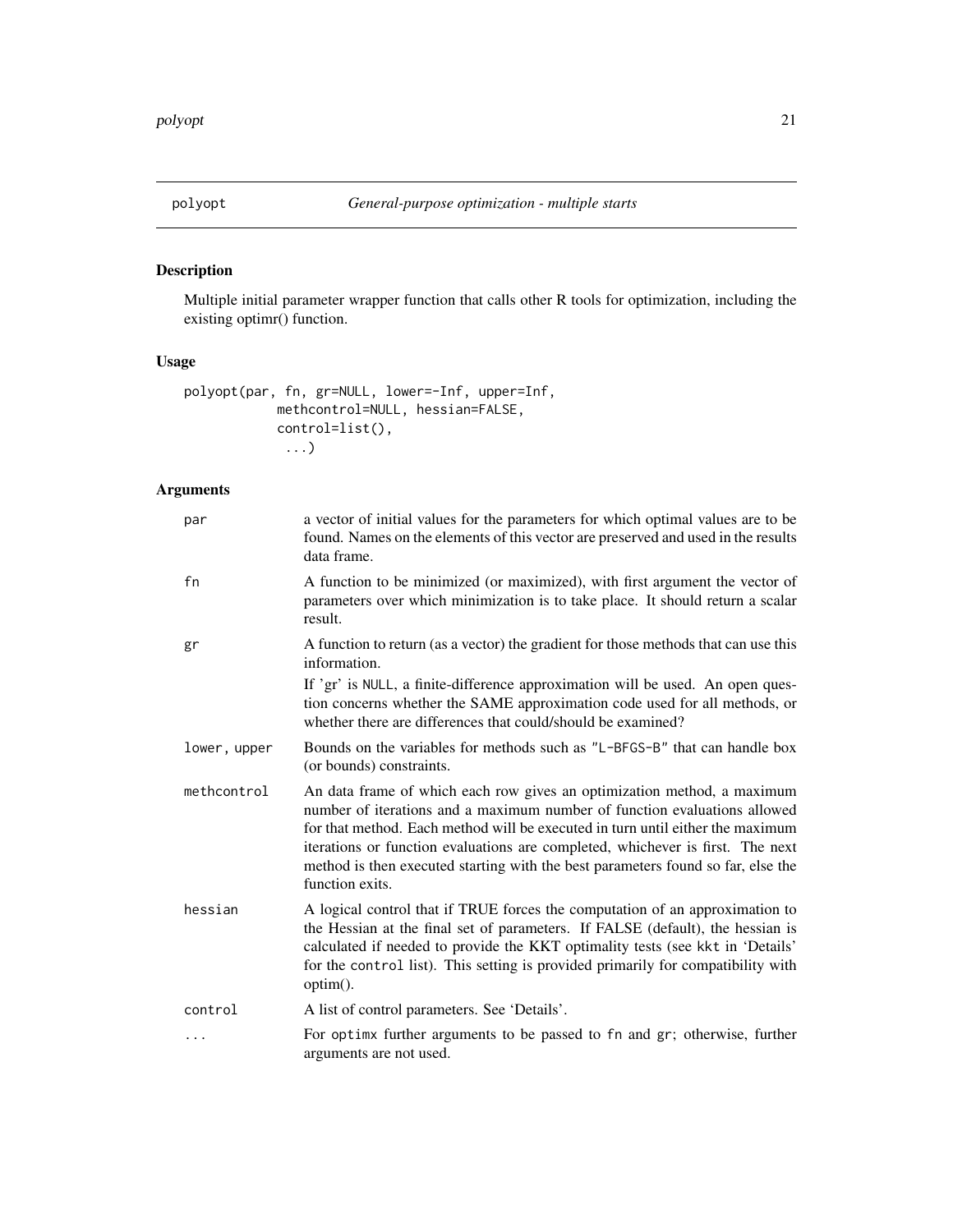# polyopt — *General-purpose optimization - multiple starts*

## Description

Multiple initial parameter wrapper function that calls other R tools for optimization, including the existing optimr() function.

## Usage

```
polyopt(par, fn, gr=NULL, lower=-Inf, upper=Inf,
            methcontrol=NULL, hessian=FALSE,
            control=list(),
             ...)
```

## Arguments

`par` a vector of initial values for the parameters for which optimal values are to be found. Names on the elements of this vector are preserved and used in the results data frame.

`fn` A function to be minimized (or maximized), with first argument the vector of parameters over which minimization is to take place. It should return a scalar result.

`gr` A function to return (as a vector) the gradient for those methods that can use this information.

If 'gr' is `NULL`, a finite-difference approximation will be used. An open question concerns whether the SAME approximation code used for all methods, or whether there are differences that could/should be examined?

`lower, upper` Bounds on the variables for methods such as `"L-BFGS-B"` that can handle box (or bounds) constraints.

`methcontrol` An data frame of which each row gives an optimization method, a maximum number of iterations and a maximum number of function evaluations allowed for that method. Each method will be executed in turn until either the maximum iterations or function evaluations are completed, whichever is first. The next method is then executed starting with the best parameters found so far, else the function exits.

`hessian` A logical control that if TRUE forces the computation of an approximation to the Hessian at the final set of parameters. If FALSE (default), the hessian is calculated if needed to provide the KKT optimality tests (see `kkt` in 'Details' for the `control` list). This setting is provided primarily for compatibility with optim().

`control` A list of control parameters. See 'Details'.

`...` For `optimx` further arguments to be passed to `fn` and `gr`; otherwise, further arguments are not used.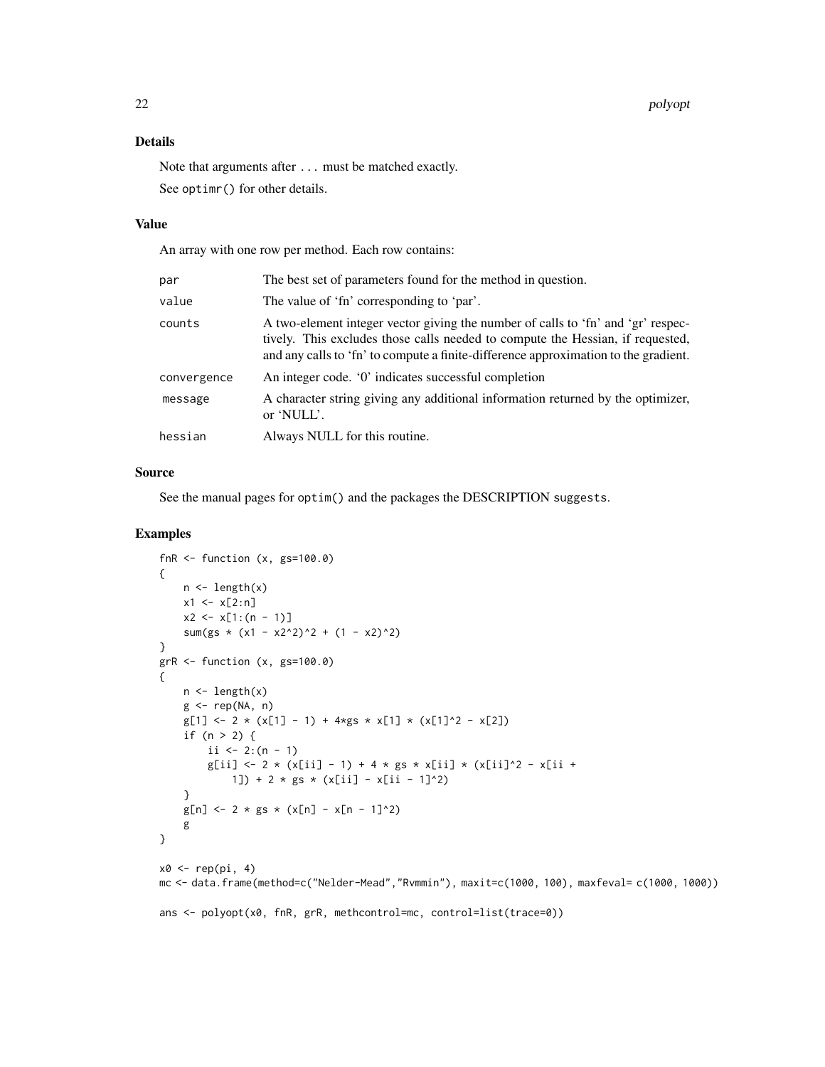## Details

Note that arguments after ... must be matched exactly.

See optimr() for other details.

## Value

An array with one row per method. Each row contains:

| | |
|---|---|
| par | The best set of parameters found for the method in question. |
| value | The value of 'fn' corresponding to 'par'. |
| counts | A two-element integer vector giving the number of calls to 'fn' and 'gr' respectively. This excludes those calls needed to compute the Hessian, if requested, and any calls to 'fn' to compute a finite-difference approximation to the gradient. |
| convergence | An integer code. '0' indicates successful completion |
| message | A character string giving any additional information returned by the optimizer, or 'NULL'. |
| hessian | Always NULL for this routine. |

## Source

See the manual pages for optim() and the packages the DESCRIPTION suggests.

## Examples

```
fnR <- function (x, gs=100.0)
{
    n <- length(x)
    x1 <- x[2:n]
    x2 <- x[1:(n - 1)]
    sum(gs * (x1 - x2^2)^2 + (1 - x2)^2)
}
grR <- function (x, gs=100.0)
{
    n <- length(x)
    g <- rep(NA, n)
    g[1] <- 2 * (x[1] - 1) + 4*gs * x[1] * (x[1]^2 - x[2])
    if (n > 2) {
        ii <- 2:(n - 1)
        g[ii] <- 2 * (x[ii] - 1) + 4 * gs * x[ii] * (x[ii]^2 - x[ii +
            1]) + 2 * gs * (x[ii] - x[ii - 1]^2)
    }
    g[n] <- 2 * gs * (x[n] - x[n - 1]^2)
    g
}

x0 <- rep(pi, 4)
mc <- data.frame(method=c("Nelder-Mead","Rvmmin"), maxit=c(1000, 100), maxfeval= c(1000, 1000))

ans <- polyopt(x0, fnR, grR, methcontrol=mc, control=list(trace=0))
```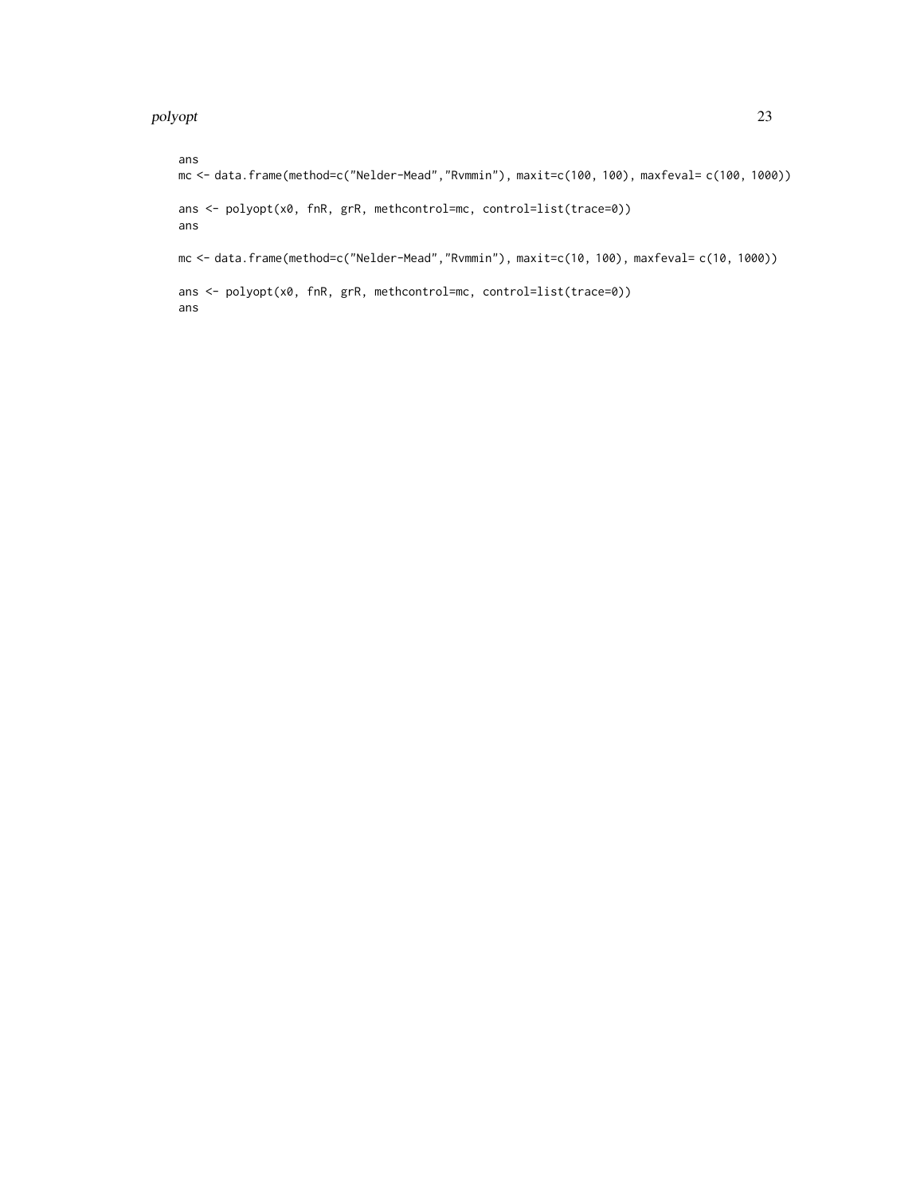```
ans
mc <- data.frame(method=c("Nelder-Mead","Rvmmin"), maxit=c(100, 100), maxfeval= c(100, 1000))

ans <- polyopt(x0, fnR, grR, methcontrol=mc, control=list(trace=0))
ans

mc <- data.frame(method=c("Nelder-Mead","Rvmmin"), maxit=c(10, 100), maxfeval= c(10, 1000))

ans <- polyopt(x0, fnR, grR, methcontrol=mc, control=list(trace=0))
ans
```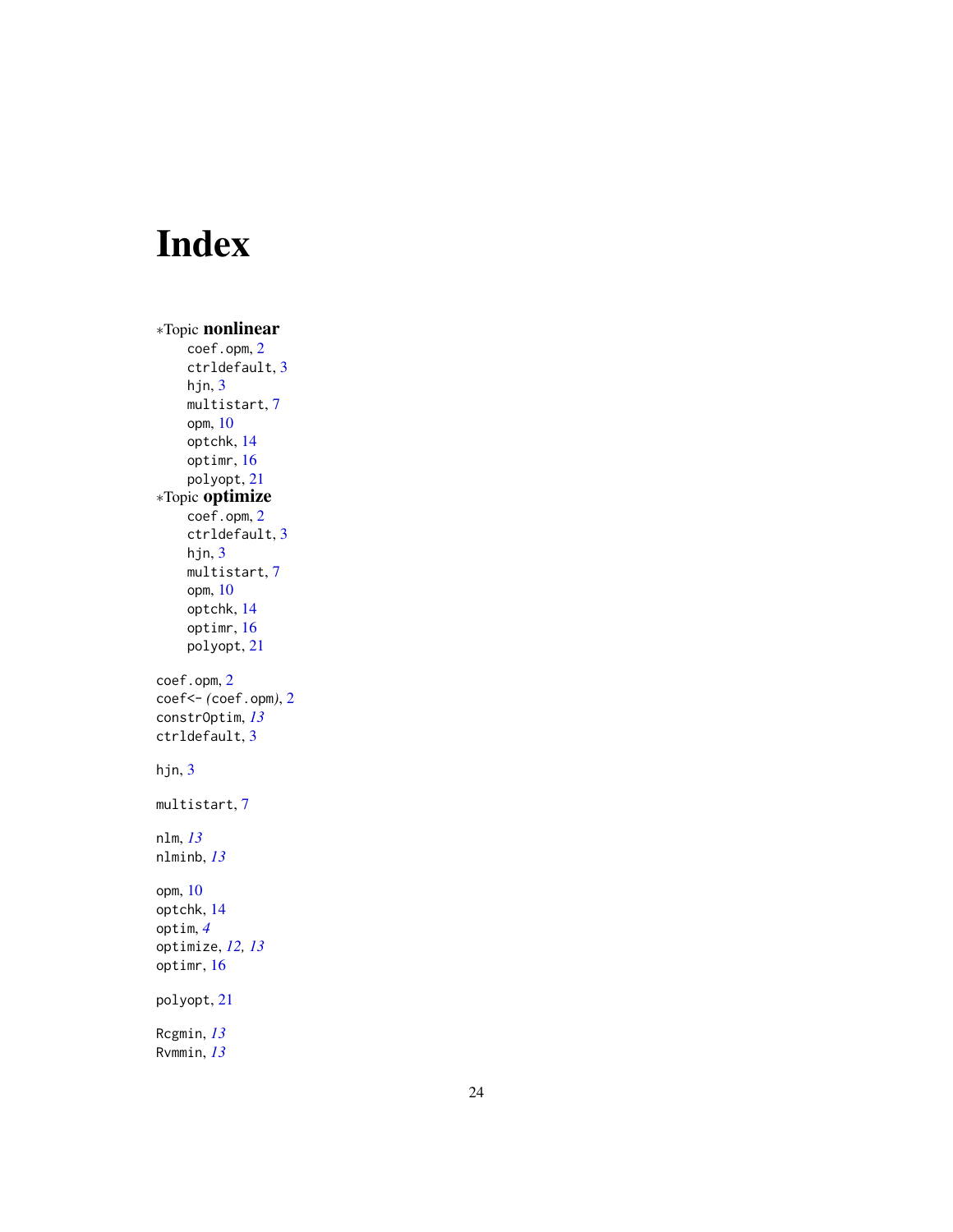# Index

*Topic **nonlinear**
- coef.opm, 2
- ctrldefault, 3
- hjn, 3
- multistart, 7
- opm, 10
- optchk, 14
- optimr, 16
- polyopt, 21

*Topic **optimize**
- coef.opm, 2
- ctrldefault, 3
- hjn, 3
- multistart, 7
- opm, 10
- optchk, 14
- optimr, 16
- polyopt, 21

coef.opm, 2
coef<- (coef.opm), 2
constrOptim, *13*
ctrldefault, 3

hjn, 3

multistart, 7

nlm, *13*
nlminb, *13*

opm, 10
optchk, 14
optim, *4*
optimize, *12, 13*
optimr, 16

polyopt, 21

Rcgmin, *13*
Rvmmin, *13*